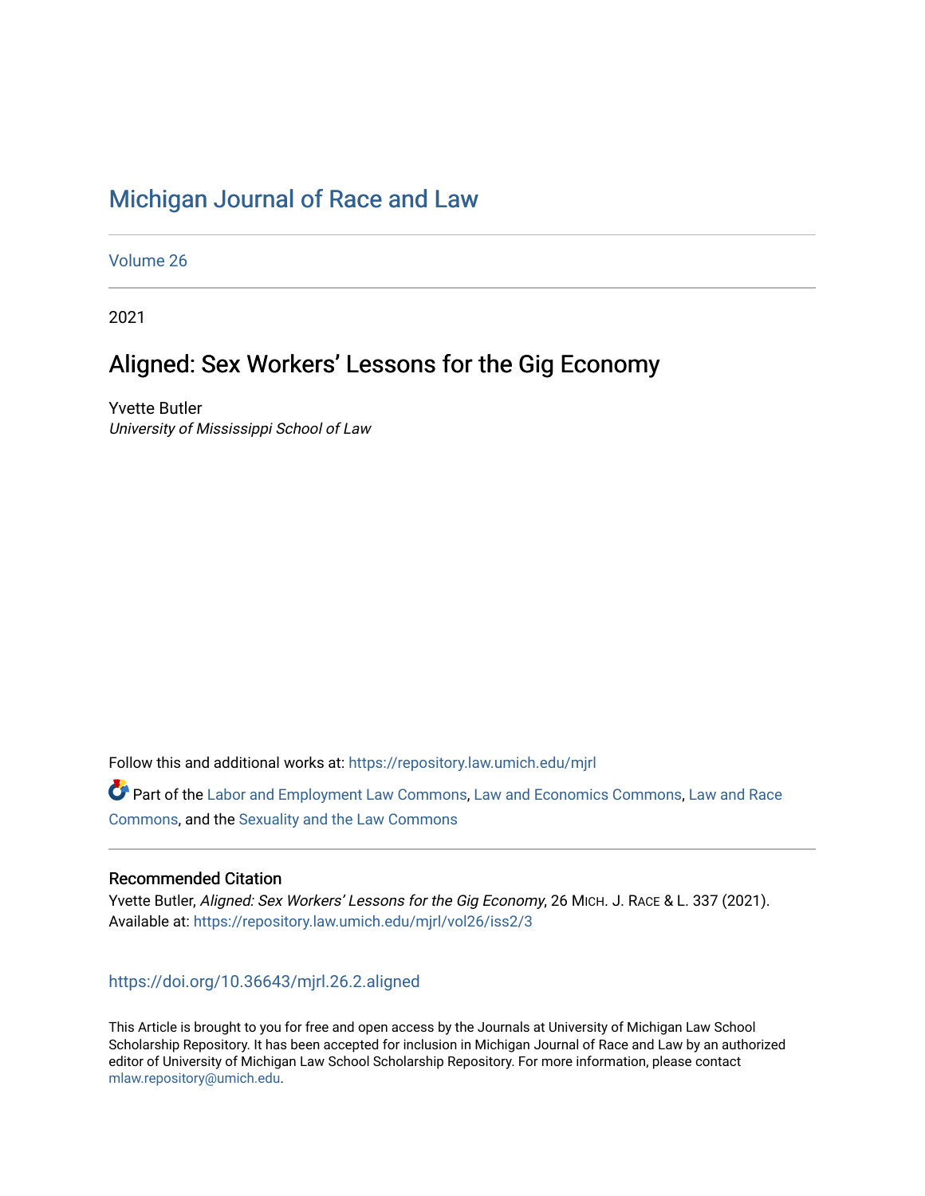# Michigan Journal of Race and Law

Volume 26

2021

## Aligned: Sex Workers' Lessons for the Gig Economy

Yvette Butler
*University of Mississippi School of Law*

Follow this and additional works at: https://repository.law.umich.edu/mjrl

Part of the Labor and Employment Law Commons, Law and Economics Commons, Law and Race Commons, and the Sexuality and the Law Commons

### Recommended Citation

Yvette Butler, *Aligned: Sex Workers' Lessons for the Gig Economy*, 26 MICH. J. RACE & L. 337 (2021).
Available at: https://repository.law.umich.edu/mjrl/vol26/iss2/3

https://doi.org/10.36643/mjrl.26.2.aligned

This Article is brought to you for free and open access by the Journals at University of Michigan Law School Scholarship Repository. It has been accepted for inclusion in Michigan Journal of Race and Law by an authorized editor of University of Michigan Law School Scholarship Repository. For more information, please contact mlaw.repository@umich.edu.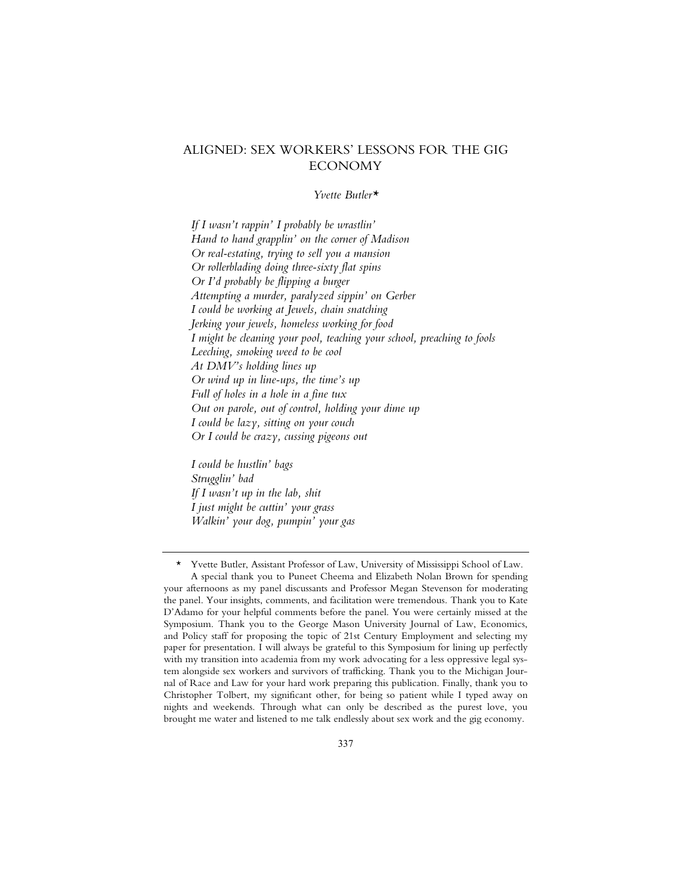# ALIGNED: SEX WORKERS' LESSONS FOR THE GIG ECONOMY

*Yvette Butler*[*]

*If I wasn't rappin' I probably be wrastlin'*
*Hand to hand grapplin' on the corner of Madison*
*Or real-estating, trying to sell you a mansion*
*Or rollerblading doing three-sixty flat spins*
*Or I'd probably be flipping a burger*
*Attempting a murder, paralyzed sippin' on Gerber*
*I could be working at Jewels, chain snatching*
*Jerking your jewels, homeless working for food*
*I might be cleaning your pool, teaching your school, preaching to fools*
*Leeching, smoking weed to be cool*
*At DMV's holding lines up*
*Or wind up in line-ups, the time's up*
*Full of holes in a hole in a fine tux*
*Out on parole, out of control, holding your dime up*
*I could be lazy, sitting on your couch*
*Or I could be crazy, cussing pigeons out*

*I could be hustlin' bags*
*Strugglin' bad*
*If I wasn't up in the lab, shit*
*I just might be cuttin' your grass*
*Walkin' your dog, pumpin' your gas*

---

[*] Yvette Butler, Assistant Professor of Law, University of Mississippi School of Law.

A special thank you to Puneet Cheema and Elizabeth Nolan Brown for spending your afternoons as my panel discussants and Professor Megan Stevenson for moderating the panel. Your insights, comments, and facilitation were tremendous. Thank you to Kate D'Adamo for your helpful comments before the panel. You were certainly missed at the Symposium. Thank you to the George Mason University Journal of Law, Economics, and Policy staff for proposing the topic of 21st Century Employment and selecting my paper for presentation. I will always be grateful to this Symposium for lining up perfectly with my transition into academia from my work advocating for a less oppressive legal system alongside sex workers and survivors of trafficking. Thank you to the Michigan Journal of Race and Law for your hard work preparing this publication. Finally, thank you to Christopher Tolbert, my significant other, for being so patient while I typed away on nights and weekends. Through what can only be described as the purest love, you brought me water and listened to me talk endlessly about sex work and the gig economy.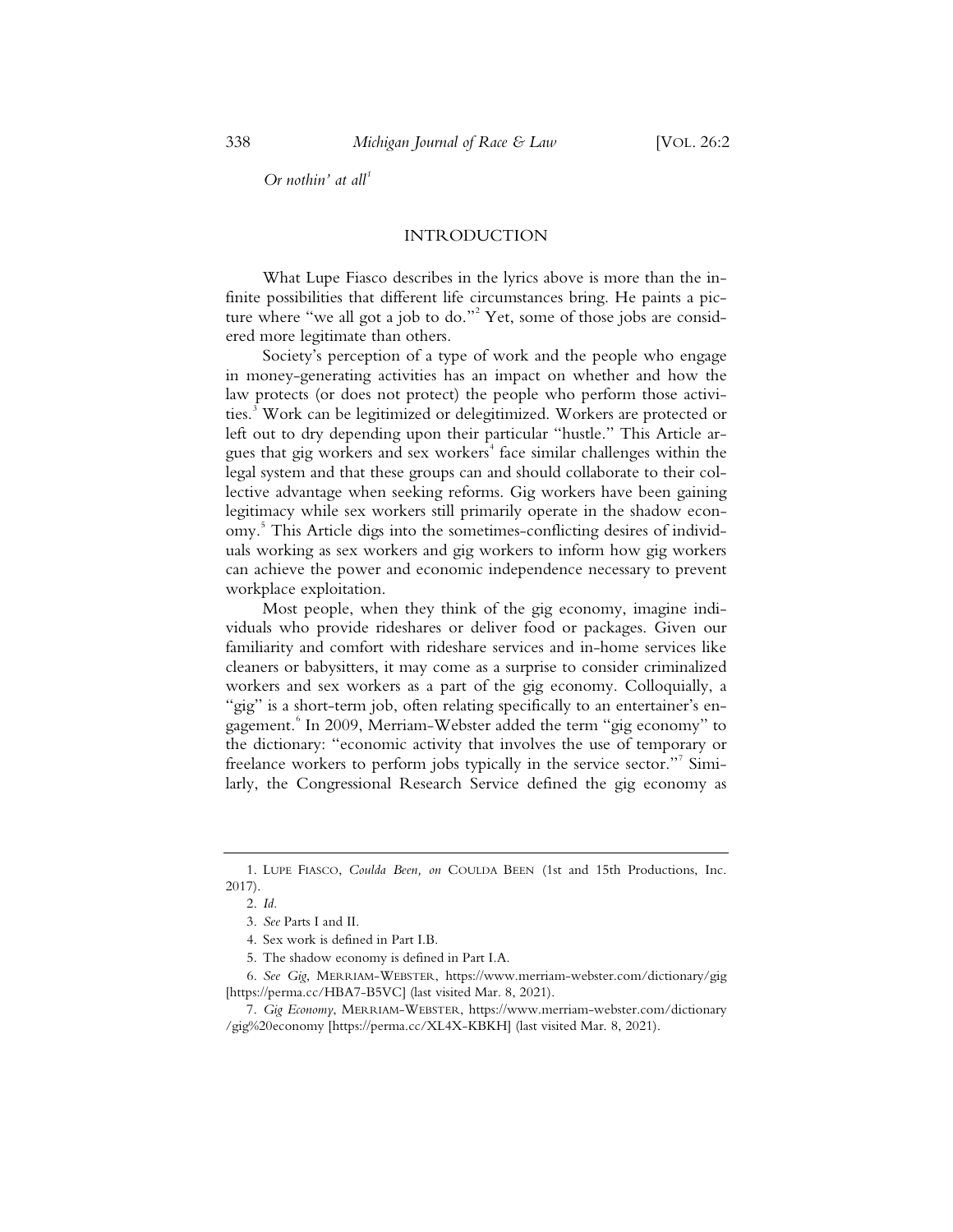*Or nothin' at all*[1]

## INTRODUCTION

What Lupe Fiasco describes in the lyrics above is more than the infinite possibilities that different life circumstances bring. He paints a picture where "we all got a job to do."[2] Yet, some of those jobs are considered more legitimate than others.

Society's perception of a type of work and the people who engage in money-generating activities has an impact on whether and how the law protects (or does not protect) the people who perform those activities.[3] Work can be legitimized or delegitimized. Workers are protected or left out to dry depending upon their particular "hustle." This Article argues that gig workers and sex workers[4] face similar challenges within the legal system and that these groups can and should collaborate to their collective advantage when seeking reforms. Gig workers have been gaining legitimacy while sex workers still primarily operate in the shadow economy.[5] This Article digs into the sometimes-conflicting desires of individuals working as sex workers and gig workers to inform how gig workers can achieve the power and economic independence necessary to prevent workplace exploitation.

Most people, when they think of the gig economy, imagine individuals who provide rideshares or deliver food or packages. Given our familiarity and comfort with rideshare services and in-home services like cleaners or babysitters, it may come as a surprise to consider criminalized workers and sex workers as a part of the gig economy. Colloquially, a "gig" is a short-term job, often relating specifically to an entertainer's engagement.[6] In 2009, Merriam-Webster added the term "gig economy" to the dictionary: "economic activity that involves the use of temporary or freelance workers to perform jobs typically in the service sector."[7] Similarly, the Congressional Research Service defined the gig economy as

---

1. LUPE FIASCO, *Coulda Been, on* COULDA BEEN (1st and 15th Productions, Inc. 2017).

2. *Id.*

3. *See* Parts I and II.

4. Sex work is defined in Part I.B.

5. The shadow economy is defined in Part I.A.

6. *See Gig*, MERRIAM-WEBSTER, https://www.merriam-webster.com/dictionary/gig [https://perma.cc/HBA7-B5VC] (last visited Mar. 8, 2021).

7. *Gig Economy*, MERRIAM-WEBSTER, https://www.merriam-webster.com/dictionary/gig%20economy [https://perma.cc/XL4X-KBKH] (last visited Mar. 8, 2021).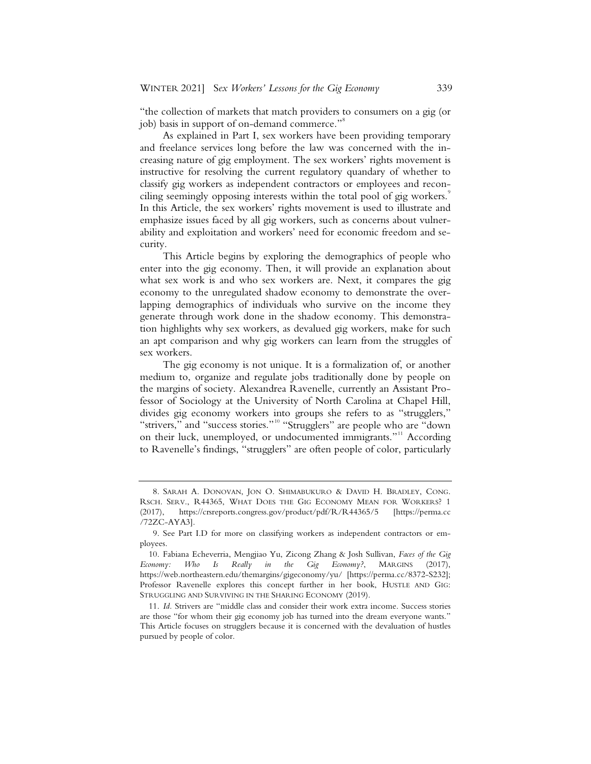"the collection of markets that match providers to consumers on a gig (or job) basis in support of on-demand commerce."[8]

As explained in Part I, sex workers have been providing temporary and freelance services long before the law was concerned with the increasing nature of gig employment. The sex workers' rights movement is instructive for resolving the current regulatory quandary of whether to classify gig workers as independent contractors or employees and reconciling seemingly opposing interests within the total pool of gig workers.[9] In this Article, the sex workers' rights movement is used to illustrate and emphasize issues faced by all gig workers, such as concerns about vulnerability and exploitation and workers' need for economic freedom and security.

This Article begins by exploring the demographics of people who enter into the gig economy. Then, it will provide an explanation about what sex work is and who sex workers are. Next, it compares the gig economy to the unregulated shadow economy to demonstrate the overlapping demographics of individuals who survive on the income they generate through work done in the shadow economy. This demonstration highlights why sex workers, as devalued gig workers, make for such an apt comparison and why gig workers can learn from the struggles of sex workers.

The gig economy is not unique. It is a formalization of, or another medium to, organize and regulate jobs traditionally done by people on the margins of society. Alexandrea Ravenelle, currently an Assistant Professor of Sociology at the University of North Carolina at Chapel Hill, divides gig economy workers into groups she refers to as "strugglers," "strivers," and "success stories."[10] "Strugglers" are people who are "down on their luck, unemployed, or undocumented immigrants."[11] According to Ravenelle's findings, "strugglers" are often people of color, particularly

---

8. SARAH A. DONOVAN, JON O. SHIMABUKURO & DAVID H. BRADLEY, CONG. RSCH. SERV., R44365, WHAT DOES THE GIG ECONOMY MEAN FOR WORKERS? 1 (2017), https://crsreports.congress.gov/product/pdf/R/R44365/5 [https://perma.cc/72ZC-AYA3].

9. See Part I.D for more on classifying workers as independent contractors or employees.

10. Fabiana Echeverria, Mengjiao Yu, Zicong Zhang & Josh Sullivan, *Faces of the Gig Economy: Who Is Really in the Gig Economy?*, MARGINS (2017), https://web.northeastern.edu/themargins/gigeconomy/yu/ [https://perma.cc/8372-S232]; Professor Ravenelle explores this concept further in her book, HUSTLE AND GIG: STRUGGLING AND SURVIVING IN THE SHARING ECONOMY (2019).

11. *Id.* Strivers are "middle class and consider their work extra income. Success stories are those "for whom their gig economy job has turned into the dream everyone wants." This Article focuses on strugglers because it is concerned with the devaluation of hustles pursued by people of color.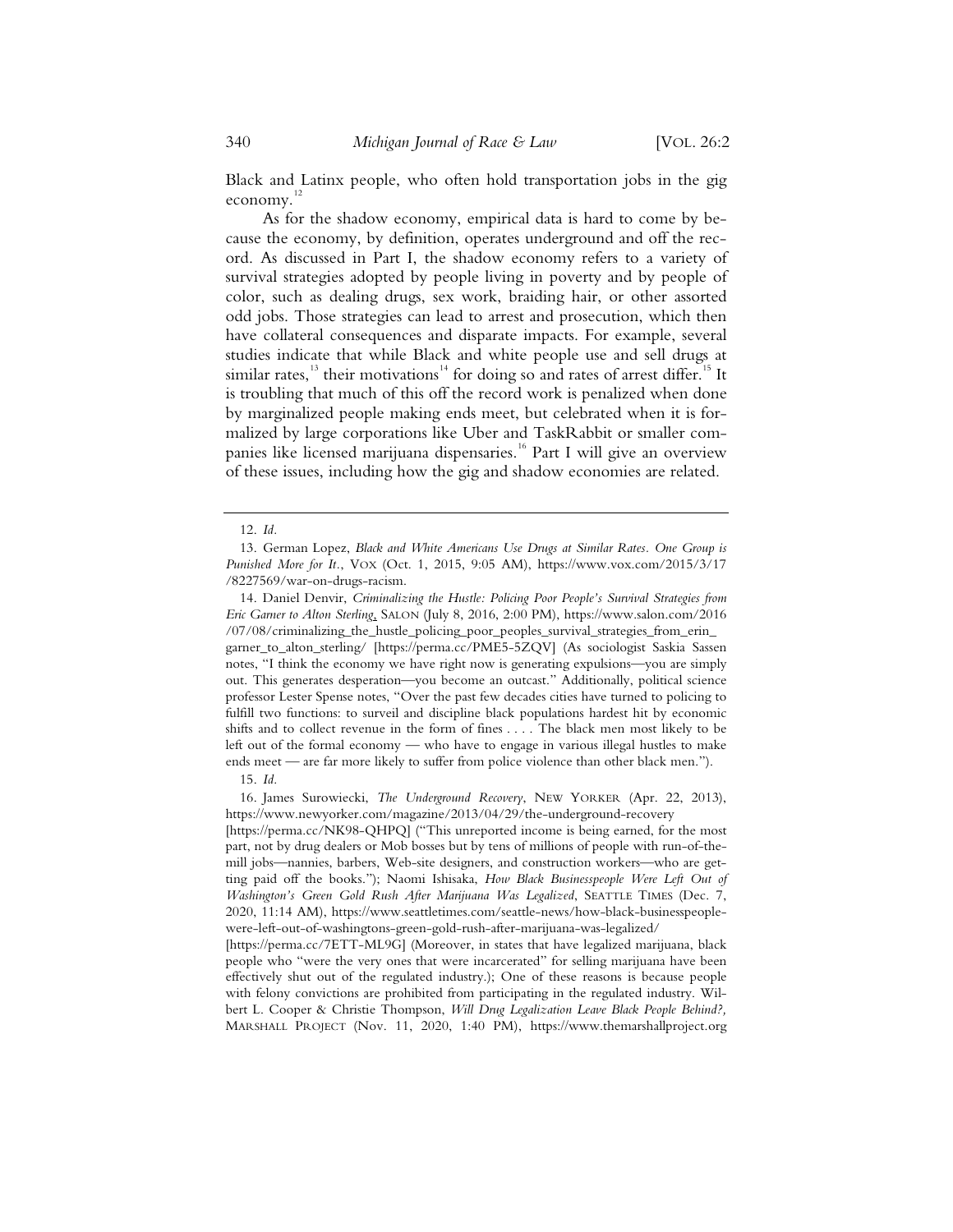Black and Latinx people, who often hold transportation jobs in the gig economy.[12]

As for the shadow economy, empirical data is hard to come by because the economy, by definition, operates underground and off the record. As discussed in Part I, the shadow economy refers to a variety of survival strategies adopted by people living in poverty and by people of color, such as dealing drugs, sex work, braiding hair, or other assorted odd jobs. Those strategies can lead to arrest and prosecution, which then have collateral consequences and disparate impacts. For example, several studies indicate that while Black and white people use and sell drugs at similar rates,[13] their motivations[14] for doing so and rates of arrest differ.[15] It is troubling that much of this off the record work is penalized when done by marginalized people making ends meet, but celebrated when it is formalized by large corporations like Uber and TaskRabbit or smaller companies like licensed marijuana dispensaries.[16] Part I will give an overview of these issues, including how the gig and shadow economies are related.

---

12. *Id.*

13. German Lopez, *Black and White Americans Use Drugs at Similar Rates. One Group is Punished More for It.*, VOX (Oct. 1, 2015, 9:05 AM), https://www.vox.com/2015/3/17/8227569/war-on-drugs-racism.

14. Daniel Denvir, *Criminalizing the Hustle: Policing Poor People's Survival Strategies from Eric Garner to Alton Sterling*, SALON (July 8, 2016, 2:00 PM), https://www.salon.com/2016/07/08/criminalizing_the_hustle_policing_poor_peoples_survival_strategies_from_erin_garner_to_alton_sterling/ [https://perma.cc/PME5-5ZQV] (As sociologist Saskia Sassen notes, "I think the economy we have right now is generating expulsions—you are simply out. This generates desperation—you become an outcast." Additionally, political science professor Lester Spense notes, "Over the past few decades cities have turned to policing to fulfill two functions: to surveil and discipline black populations hardest hit by economic shifts and to collect revenue in the form of fines . . . . The black men most likely to be left out of the formal economy — who have to engage in various illegal hustles to make ends meet — are far more likely to suffer from police violence than other black men.").

15. *Id.*

16. James Surowiecki, *The Underground Recovery*, NEW YORKER (Apr. 22, 2013), https://www.newyorker.com/magazine/2013/04/29/the-underground-recovery [https://perma.cc/NK98-QHPQ] ("This unreported income is being earned, for the most part, not by drug dealers or Mob bosses but by tens of millions of people with run-of-the-mill jobs—nannies, barbers, Web-site designers, and construction workers—who are getting paid off the books."); Naomi Ishisaka, *How Black Businesspeople Were Left Out of Washington's Green Gold Rush After Marijuana Was Legalized*, SEATTLE TIMES (Dec. 7, 2020, 11:14 AM), https://www.seattletimes.com/seattle-news/how-black-businesspeople-were-left-out-of-washingtons-green-gold-rush-after-marijuana-was-legalized/ [https://perma.cc/7ETT-ML9G] (Moreover, in states that have legalized marijuana, black people who "were the very ones that were incarcerated" for selling marijuana have been effectively shut out of the regulated industry.); One of these reasons is because people with felony convictions are prohibited from participating in the regulated industry. Wilbert L. Cooper & Christie Thompson, *Will Drug Legalization Leave Black People Behind?*, MARSHALL PROJECT (Nov. 11, 2020, 1:40 PM), https://www.themarshallproject.org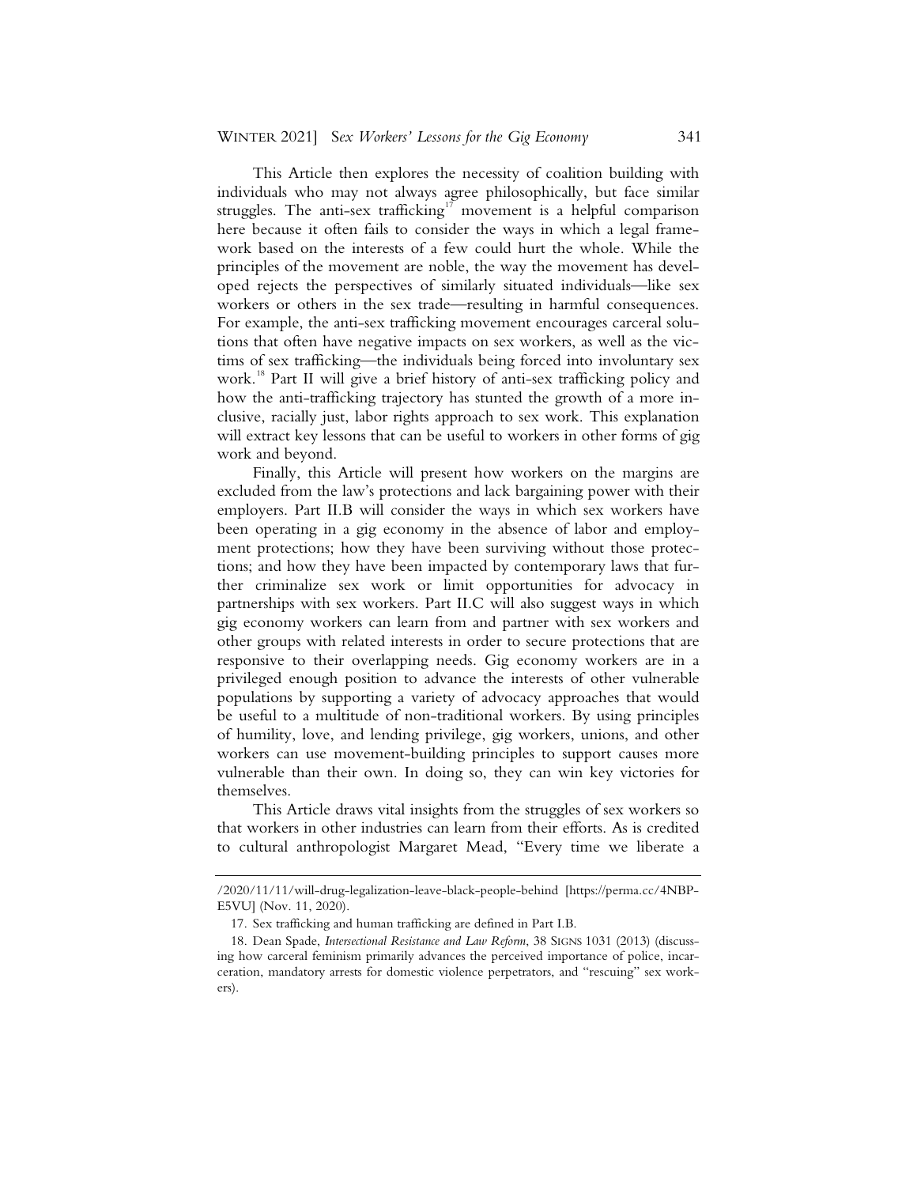This Article then explores the necessity of coalition building with individuals who may not always agree philosophically, but face similar struggles. The anti-sex trafficking[17] movement is a helpful comparison here because it often fails to consider the ways in which a legal framework based on the interests of a few could hurt the whole. While the principles of the movement are noble, the way the movement has developed rejects the perspectives of similarly situated individuals—like sex workers or others in the sex trade—resulting in harmful consequences. For example, the anti-sex trafficking movement encourages carceral solutions that often have negative impacts on sex workers, as well as the victims of sex trafficking—the individuals being forced into involuntary sex work.[18] Part II will give a brief history of anti-sex trafficking policy and how the anti-trafficking trajectory has stunted the growth of a more inclusive, racially just, labor rights approach to sex work. This explanation will extract key lessons that can be useful to workers in other forms of gig work and beyond.

Finally, this Article will present how workers on the margins are excluded from the law's protections and lack bargaining power with their employers. Part II.B will consider the ways in which sex workers have been operating in a gig economy in the absence of labor and employment protections; how they have been surviving without those protections; and how they have been impacted by contemporary laws that further criminalize sex work or limit opportunities for advocacy in partnerships with sex workers. Part II.C will also suggest ways in which gig economy workers can learn from and partner with sex workers and other groups with related interests in order to secure protections that are responsive to their overlapping needs. Gig economy workers are in a privileged enough position to advance the interests of other vulnerable populations by supporting a variety of advocacy approaches that would be useful to a multitude of non-traditional workers. By using principles of humility, love, and lending privilege, gig workers, unions, and other workers can use movement-building principles to support causes more vulnerable than their own. In doing so, they can win key victories for themselves.

This Article draws vital insights from the struggles of sex workers so that workers in other industries can learn from their efforts. As is credited to cultural anthropologist Margaret Mead, "Every time we liberate a

---

/2020/11/11/will-drug-legalization-leave-black-people-behind [https://perma.cc/4NBP-E5VU] (Nov. 11, 2020).

17. Sex trafficking and human trafficking are defined in Part I.B.

18. Dean Spade, *Intersectional Resistance and Law Reform*, 38 SIGNS 1031 (2013) (discussing how carceral feminism primarily advances the perceived importance of police, incarceration, mandatory arrests for domestic violence perpetrators, and "rescuing" sex workers).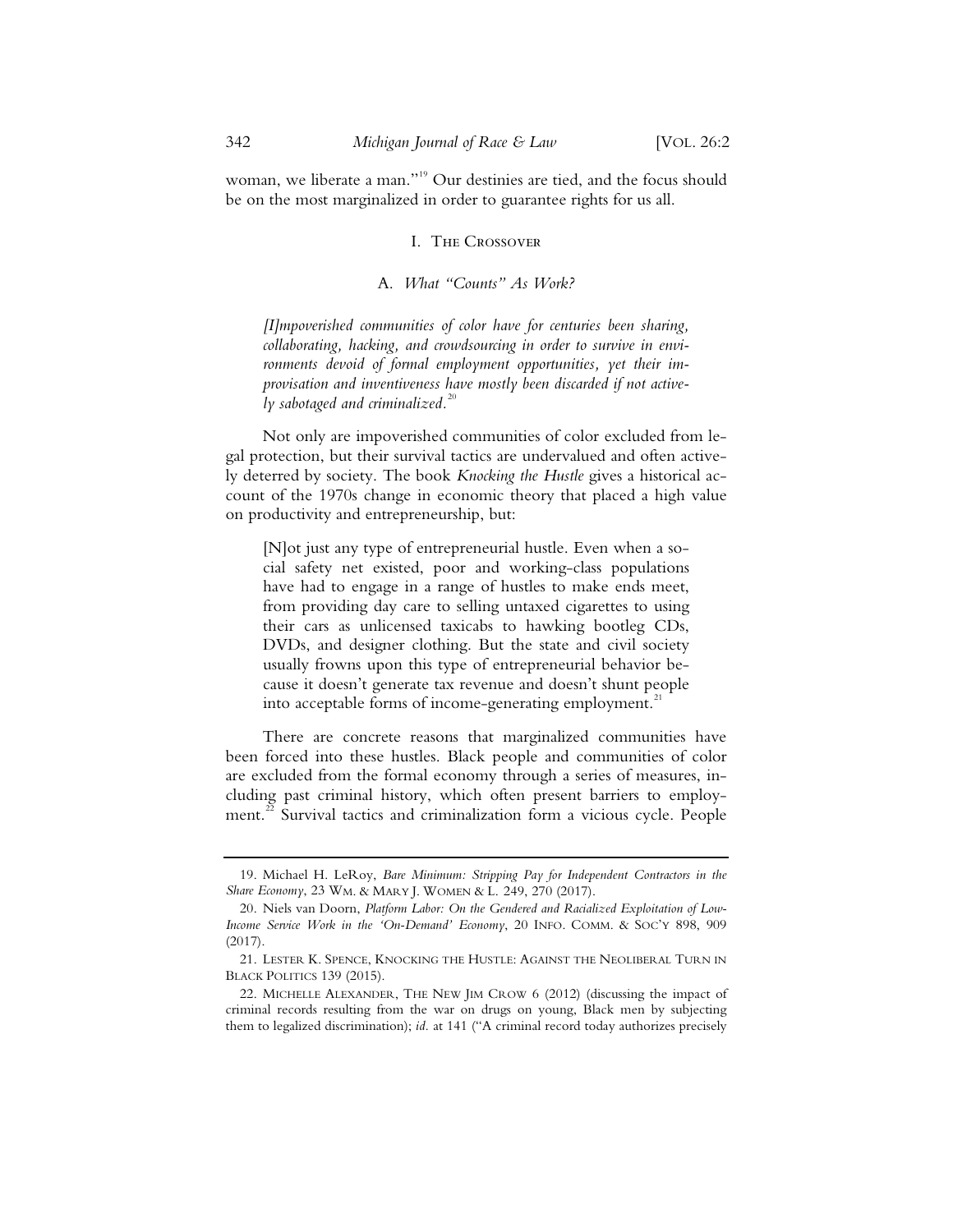woman, we liberate a man."[19] Our destinies are tied, and the focus should be on the most marginalized in order to guarantee rights for us all.

## I. The Crossover

### A. *What "Counts" As Work?*

> *[I]mpoverished communities of color have for centuries been sharing, collaborating, hacking, and crowdsourcing in order to survive in environments devoid of formal employment opportunities, yet their improvisation and inventiveness have mostly been discarded if not actively sabotaged and criminalized.*[20]

Not only are impoverished communities of color excluded from legal protection, but their survival tactics are undervalued and often actively deterred by society. The book *Knocking the Hustle* gives a historical account of the 1970s change in economic theory that placed a high value on productivity and entrepreneurship, but:

> [N]ot just any type of entrepreneurial hustle. Even when a social safety net existed, poor and working-class populations have had to engage in a range of hustles to make ends meet, from providing day care to selling untaxed cigarettes to using their cars as unlicensed taxicabs to hawking bootleg CDs, DVDs, and designer clothing. But the state and civil society usually frowns upon this type of entrepreneurial behavior because it doesn't generate tax revenue and doesn't shunt people into acceptable forms of income-generating employment.[21]

There are concrete reasons that marginalized communities have been forced into these hustles. Black people and communities of color are excluded from the formal economy through a series of measures, including past criminal history, which often present barriers to employment.[22] Survival tactics and criminalization form a vicious cycle. People

---

19. Michael H. LeRoy, *Bare Minimum: Stripping Pay for Independent Contractors in the Share Economy*, 23 Wm. & Mary J. Women & L. 249, 270 (2017).

20. Niels van Doorn, *Platform Labor: On the Gendered and Racialized Exploitation of Low-Income Service Work in the 'On-Demand' Economy*, 20 Info. Comm. & Soc'y 898, 909 (2017).

21. Lester K. Spence, Knocking the Hustle: Against the Neoliberal Turn in Black Politics 139 (2015).

22. Michelle Alexander, The New Jim Crow 6 (2012) (discussing the impact of criminal records resulting from the war on drugs on young, Black men by subjecting them to legalized discrimination); *id.* at 141 ("A criminal record today authorizes precisely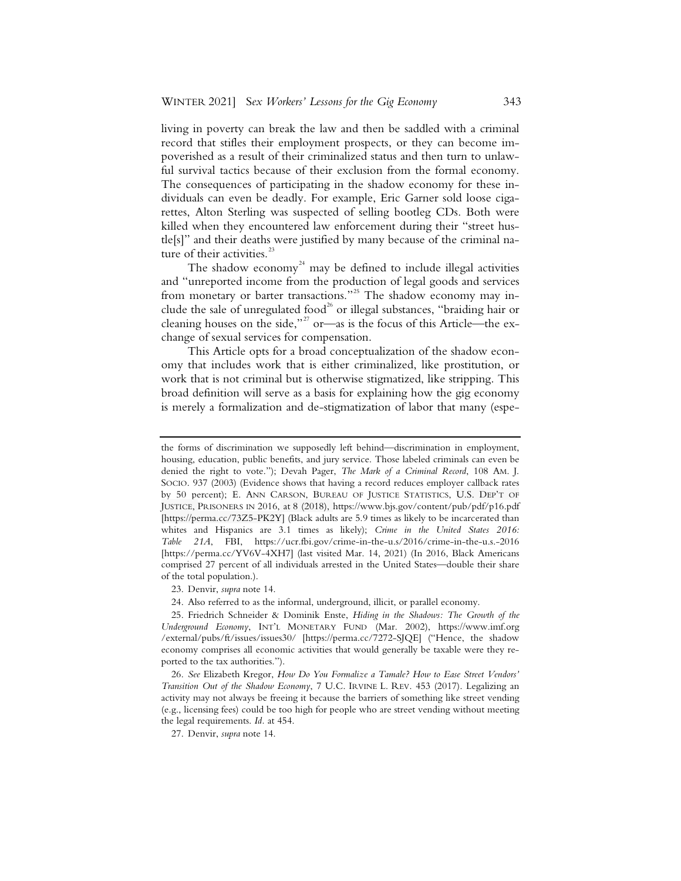living in poverty can break the law and then be saddled with a criminal record that stifles their employment prospects, or they can become impoverished as a result of their criminalized status and then turn to unlawful survival tactics because of their exclusion from the formal economy. The consequences of participating in the shadow economy for these individuals can even be deadly. For example, Eric Garner sold loose cigarettes, Alton Sterling was suspected of selling bootleg CDs. Both were killed when they encountered law enforcement during their "street hustle[s]" and their deaths were justified by many because of the criminal nature of their activities.[23]

The shadow economy[24] may be defined to include illegal activities and "unreported income from the production of legal goods and services from monetary or barter transactions."[25] The shadow economy may include the sale of unregulated food[26] or illegal substances, "braiding hair or cleaning houses on the side,"[27] or—as is the focus of this Article—the exchange of sexual services for compensation.

This Article opts for a broad conceptualization of the shadow economy that includes work that is either criminalized, like prostitution, or work that is not criminal but is otherwise stigmatized, like stripping. This broad definition will serve as a basis for explaining how the gig economy is merely a formalization and de-stigmatization of labor that many (espe-

---

the forms of discrimination we supposedly left behind—discrimination in employment, housing, education, public benefits, and jury service. Those labeled criminals can even be denied the right to vote."); Devah Pager, *The Mark of a Criminal Record*, 108 AM. J. SOCIO. 937 (2003) (Evidence shows that having a record reduces employer callback rates by 50 percent); E. ANN CARSON, BUREAU OF JUSTICE STATISTICS, U.S. DEP'T OF JUSTICE, PRISONERS IN 2016, at 8 (2018), https://www.bjs.gov/content/pub/pdf/p16.pdf [https://perma.cc/73Z5-PK2Y] (Black adults are 5.9 times as likely to be incarcerated than whites and Hispanics are 3.1 times as likely); *Crime in the United States 2016: Table 21A*, FBI, https://ucr.fbi.gov/crime-in-the-u.s/2016/crime-in-the-u.s.-2016 [https://perma.cc/YV6V-4XH7] (last visited Mar. 14, 2021) (In 2016, Black Americans comprised 27 percent of all individuals arrested in the United States—double their share of the total population.).

23. Denvir, *supra* note 14.

24. Also referred to as the informal, underground, illicit, or parallel economy.

25. Friedrich Schneider & Dominik Enste, *Hiding in the Shadows: The Growth of the Underground Economy*, INT'L MONETARY FUND (Mar. 2002), https://www.imf.org/external/pubs/ft/issues/issues30/ [https://perma.cc/7272-SJQE] ("Hence, the shadow economy comprises all economic activities that would generally be taxable were they reported to the tax authorities.").

26. *See* Elizabeth Kregor, *How Do You Formalize a Tamale? How to Ease Street Vendors' Transition Out of the Shadow Economy*, 7 U.C. IRVINE L. REV. 453 (2017). Legalizing an activity may not always be freeing it because the barriers of something like street vending (e.g., licensing fees) could be too high for people who are street vending without meeting the legal requirements. *Id.* at 454.

27. Denvir, *supra* note 14.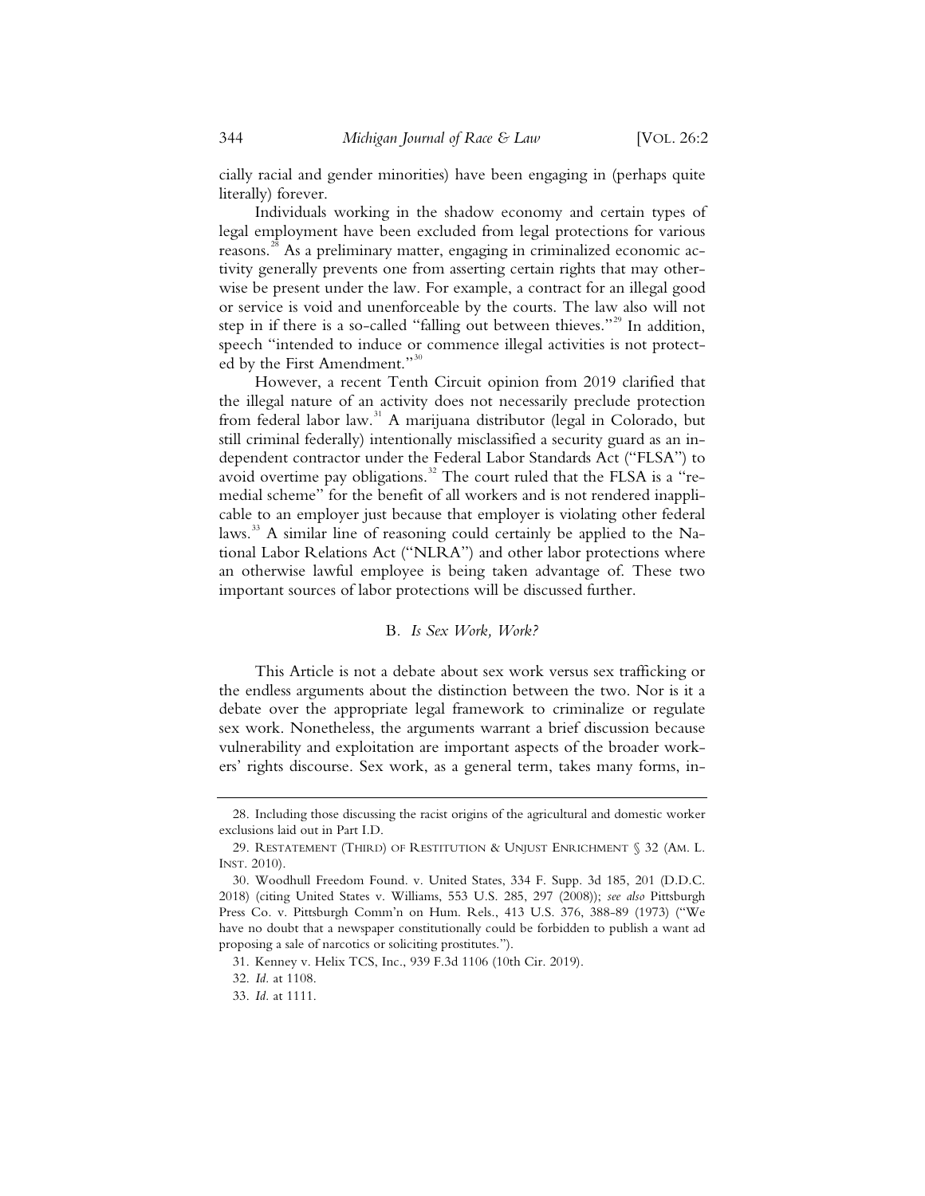cially racial and gender minorities) have been engaging in (perhaps quite literally) forever.

Individuals working in the shadow economy and certain types of legal employment have been excluded from legal protections for various reasons.[28] As a preliminary matter, engaging in criminalized economic activity generally prevents one from asserting certain rights that may otherwise be present under the law. For example, a contract for an illegal good or service is void and unenforceable by the courts. The law also will not step in if there is a so-called "falling out between thieves."[29] In addition, speech "intended to induce or commence illegal activities is not protected by the First Amendment."[30]

However, a recent Tenth Circuit opinion from 2019 clarified that the illegal nature of an activity does not necessarily preclude protection from federal labor law.[31] A marijuana distributor (legal in Colorado, but still criminal federally) intentionally misclassified a security guard as an independent contractor under the Federal Labor Standards Act ("FLSA") to avoid overtime pay obligations.[32] The court ruled that the FLSA is a "remedial scheme" for the benefit of all workers and is not rendered inapplicable to an employer just because that employer is violating other federal laws.[33] A similar line of reasoning could certainly be applied to the National Labor Relations Act ("NLRA") and other labor protections where an otherwise lawful employee is being taken advantage of. These two important sources of labor protections will be discussed further.

### B. *Is Sex Work, Work?*

This Article is not a debate about sex work versus sex trafficking or the endless arguments about the distinction between the two. Nor is it a debate over the appropriate legal framework to criminalize or regulate sex work. Nonetheless, the arguments warrant a brief discussion because vulnerability and exploitation are important aspects of the broader workers' rights discourse. Sex work, as a general term, takes many forms, in-

---

28. Including those discussing the racist origins of the agricultural and domestic worker exclusions laid out in Part I.D.

29. RESTATEMENT (THIRD) OF RESTITUTION & UNJUST ENRICHMENT § 32 (AM. L. INST. 2010).

30. Woodhull Freedom Found. v. United States, 334 F. Supp. 3d 185, 201 (D.D.C. 2018) (citing United States v. Williams, 553 U.S. 285, 297 (2008)); *see also* Pittsburgh Press Co. v. Pittsburgh Comm'n on Hum. Rels., 413 U.S. 376, 388-89 (1973) ("We have no doubt that a newspaper constitutionally could be forbidden to publish a want ad proposing a sale of narcotics or soliciting prostitutes.").

31. Kenney v. Helix TCS, Inc., 939 F.3d 1106 (10th Cir. 2019).

32. *Id.* at 1108.

33. *Id.* at 1111.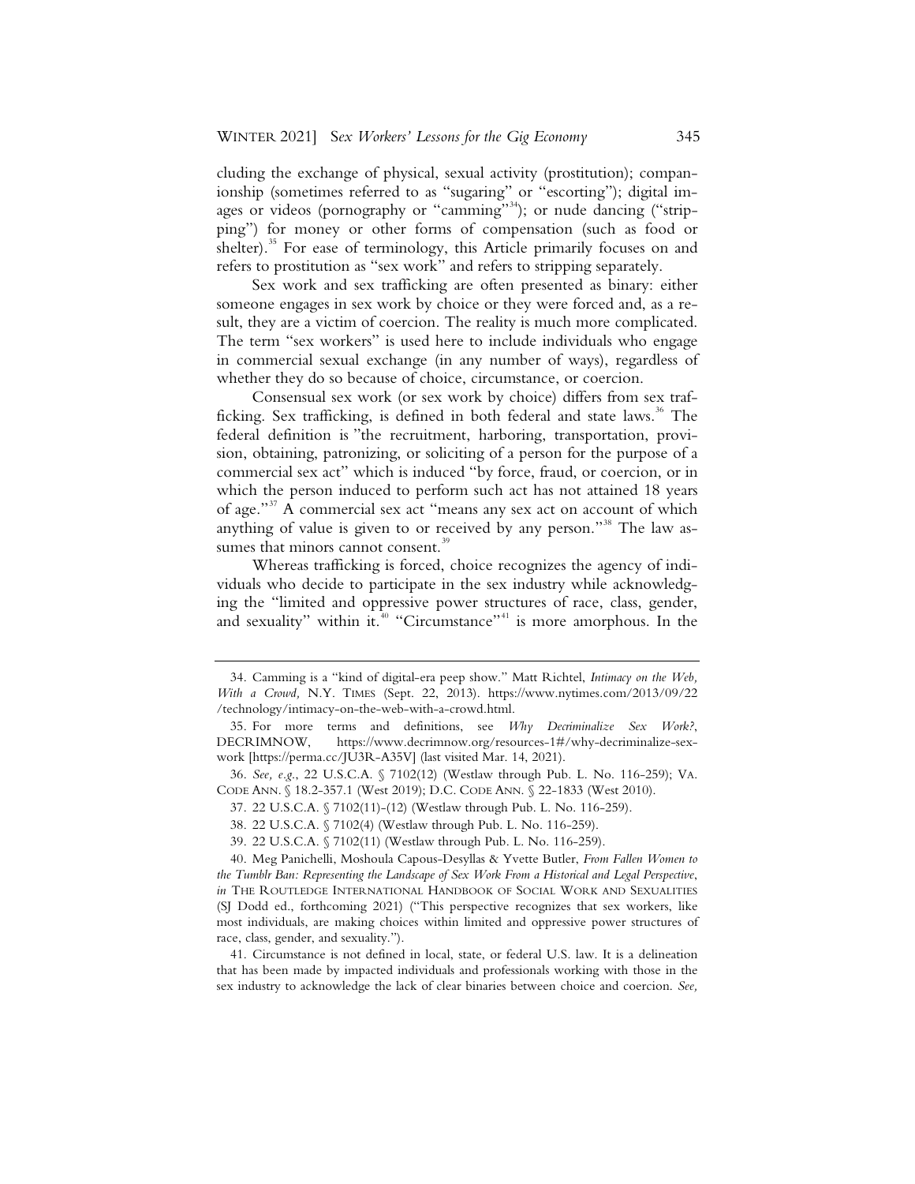cluding the exchange of physical, sexual activity (prostitution); companionship (sometimes referred to as "sugaring" or "escorting"); digital images or videos (pornography or "camming"[34]); or nude dancing ("stripping") for money or other forms of compensation (such as food or shelter).[35] For ease of terminology, this Article primarily focuses on and refers to prostitution as "sex work" and refers to stripping separately.

Sex work and sex trafficking are often presented as binary: either someone engages in sex work by choice or they were forced and, as a result, they are a victim of coercion. The reality is much more complicated. The term "sex workers" is used here to include individuals who engage in commercial sexual exchange (in any number of ways), regardless of whether they do so because of choice, circumstance, or coercion.

Consensual sex work (or sex work by choice) differs from sex trafficking. Sex trafficking, is defined in both federal and state laws.[36] The federal definition is "the recruitment, harboring, transportation, provision, obtaining, patronizing, or soliciting of a person for the purpose of a commercial sex act" which is induced "by force, fraud, or coercion, or in which the person induced to perform such act has not attained 18 years of age."[37] A commercial sex act "means any sex act on account of which anything of value is given to or received by any person."[38] The law assumes that minors cannot consent.[39]

Whereas trafficking is forced, choice recognizes the agency of individuals who decide to participate in the sex industry while acknowledging the "limited and oppressive power structures of race, class, gender, and sexuality" within it.[40] "Circumstance"[41] is more amorphous. In the

---

34. Camming is a "kind of digital-era peep show." Matt Richtel, *Intimacy on the Web, With a Crowd*, N.Y. TIMES (Sept. 22, 2013). https://www.nytimes.com/2013/09/22/technology/intimacy-on-the-web-with-a-crowd.html.

35. For more terms and definitions, see *Why Decriminalize Sex Work?*, DECRIMNOW, https://www.decrimnow.org/resources-1#/why-decriminalize-sex-work [https://perma.cc/JU3R-A35V] (last visited Mar. 14, 2021).

36. *See, e.g.*, 22 U.S.C.A. § 7102(12) (Westlaw through Pub. L. No. 116-259); VA. CODE ANN. § 18.2-357.1 (West 2019); D.C. CODE ANN. § 22-1833 (West 2010).

37. 22 U.S.C.A. § 7102(11)-(12) (Westlaw through Pub. L. No. 116-259).

38. 22 U.S.C.A. § 7102(4) (Westlaw through Pub. L. No. 116-259).

39. 22 U.S.C.A. § 7102(11) (Westlaw through Pub. L. No. 116-259).

40. Meg Panichelli, Moshoula Capous-Desyllas & Yvette Butler, *From Fallen Women to the Tumblr Ban: Representing the Landscape of Sex Work From a Historical and Legal Perspective*, *in* THE ROUTLEDGE INTERNATIONAL HANDBOOK OF SOCIAL WORK AND SEXUALITIES (SJ Dodd ed., forthcoming 2021) ("This perspective recognizes that sex workers, like most individuals, are making choices within limited and oppressive power structures of race, class, gender, and sexuality.").

41. Circumstance is not defined in local, state, or federal U.S. law. It is a delineation that has been made by impacted individuals and professionals working with those in the sex industry to acknowledge the lack of clear binaries between choice and coercion. *See,*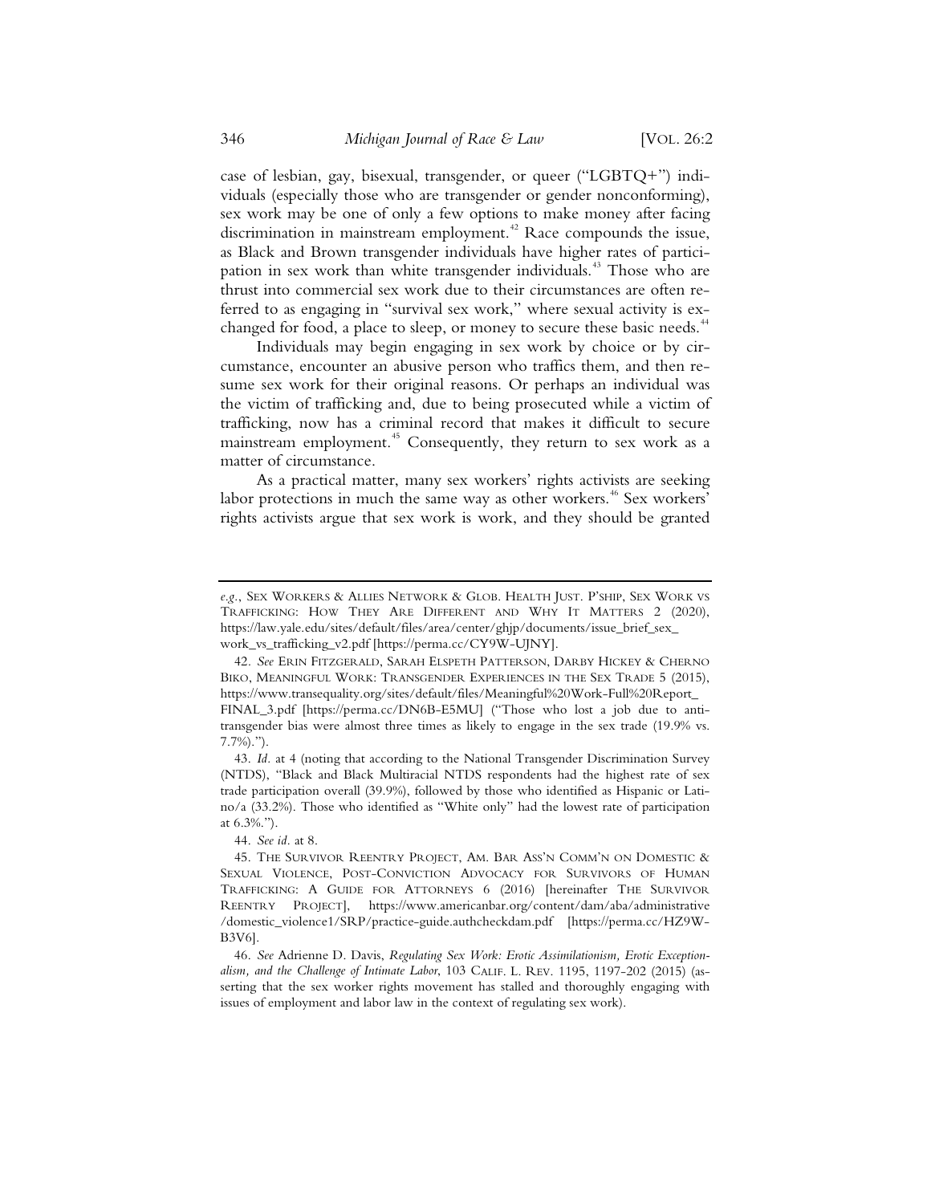case of lesbian, gay, bisexual, transgender, or queer ("LGBTQ+") individuals (especially those who are transgender or gender nonconforming), sex work may be one of only a few options to make money after facing discrimination in mainstream employment.[42] Race compounds the issue, as Black and Brown transgender individuals have higher rates of participation in sex work than white transgender individuals.[43] Those who are thrust into commercial sex work due to their circumstances are often referred to as engaging in "survival sex work," where sexual activity is exchanged for food, a place to sleep, or money to secure these basic needs.[44]

Individuals may begin engaging in sex work by choice or by circumstance, encounter an abusive person who traffics them, and then resume sex work for their original reasons. Or perhaps an individual was the victim of trafficking and, due to being prosecuted while a victim of trafficking, now has a criminal record that makes it difficult to secure mainstream employment.[45] Consequently, they return to sex work as a matter of circumstance.

As a practical matter, many sex workers' rights activists are seeking labor protections in much the same way as other workers.[46] Sex workers' rights activists argue that sex work is work, and they should be granted

---

*e.g.*, SEX WORKERS & ALLIES NETWORK & GLOB. HEALTH JUST. P'SHIP, SEX WORK VS TRAFFICKING: HOW THEY ARE DIFFERENT AND WHY IT MATTERS 2 (2020), https://law.yale.edu/sites/default/files/area/center/ghjp/documents/issue_brief_sex_work_vs_trafficking_v2.pdf [https://perma.cc/CY9W-UJNY].

42. *See* ERIN FITZGERALD, SARAH ELSPETH PATTERSON, DARBY HICKEY & CHERNO BIKO, MEANINGFUL WORK: TRANSGENDER EXPERIENCES IN THE SEX TRADE 5 (2015), https://www.transequality.org/sites/default/files/Meaningful%20Work-Full%20Report_FINAL_3.pdf [https://perma.cc/DN6B-E5MU] ("Those who lost a job due to anti-transgender bias were almost three times as likely to engage in the sex trade (19.9% vs. 7.7%).").

43. *Id.* at 4 (noting that according to the National Transgender Discrimination Survey (NTDS), "Black and Black Multiracial NTDS respondents had the highest rate of sex trade participation overall (39.9%), followed by those who identified as Hispanic or Latino/a (33.2%). Those who identified as "White only" had the lowest rate of participation at 6.3%.").

44. *See id.* at 8.

45. THE SURVIVOR REENTRY PROJECT, AM. BAR ASS'N COMM'N ON DOMESTIC & SEXUAL VIOLENCE, POST-CONVICTION ADVOCACY FOR SURVIVORS OF HUMAN TRAFFICKING: A GUIDE FOR ATTORNEYS 6 (2016) [hereinafter THE SURVIVOR REENTRY PROJECT], https://www.americanbar.org/content/dam/aba/administrative/domestic_violence1/SRP/practice-guide.authcheckdam.pdf [https://perma.cc/HZ9W-B3V6].

46. *See* Adrienne D. Davis, *Regulating Sex Work: Erotic Assimilationism, Erotic Exceptionalism, and the Challenge of Intimate Labor*, 103 CALIF. L. REV. 1195, 1197-202 (2015) (asserting that the sex worker rights movement has stalled and thoroughly engaging with issues of employment and labor law in the context of regulating sex work).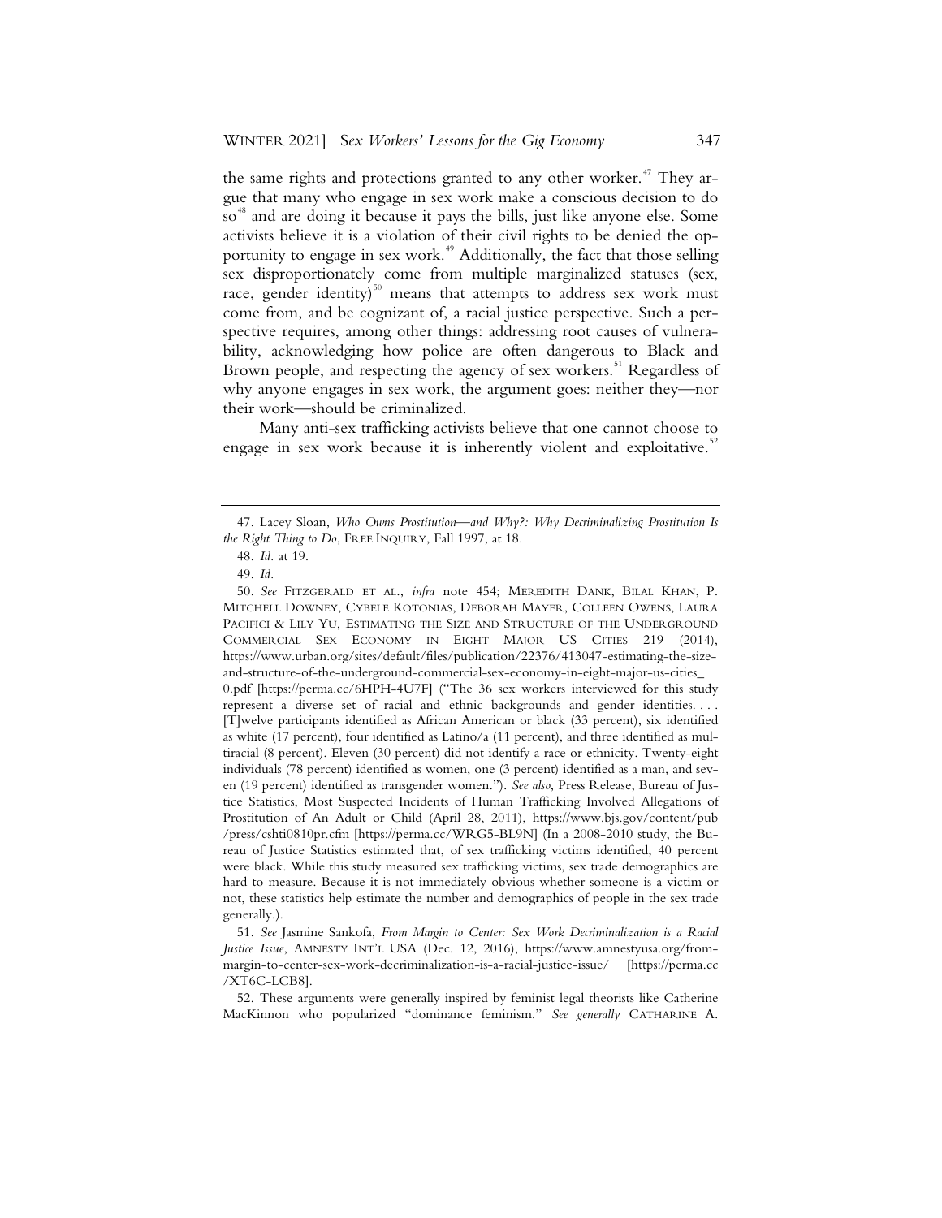the same rights and protections granted to any other worker.[47] They argue that many who engage in sex work make a conscious decision to do so[48] and are doing it because it pays the bills, just like anyone else. Some activists believe it is a violation of their civil rights to be denied the opportunity to engage in sex work.[49] Additionally, the fact that those selling sex disproportionately come from multiple marginalized statuses (sex, race, gender identity)[50] means that attempts to address sex work must come from, and be cognizant of, a racial justice perspective. Such a perspective requires, among other things: addressing root causes of vulnerability, acknowledging how police are often dangerous to Black and Brown people, and respecting the agency of sex workers.[51] Regardless of why anyone engages in sex work, the argument goes: neither they—nor their work—should be criminalized.

Many anti-sex trafficking activists believe that one cannot choose to engage in sex work because it is inherently violent and exploitative.[52]

---

47. Lacey Sloan, *Who Owns Prostitution—and Why?: Why Decriminalizing Prostitution Is the Right Thing to Do*, FREE INQUIRY, Fall 1997, at 18.

48. *Id.* at 19.

49. *Id.*

50. *See* FITZGERALD ET AL., *infra* note 454; MEREDITH DANK, BILAL KHAN, P. MITCHELL DOWNEY, CYBELE KOTONIAS, DEBORAH MAYER, COLLEEN OWENS, LAURA PACIFICI & LILY YU, ESTIMATING THE SIZE AND STRUCTURE OF THE UNDERGROUND COMMERCIAL SEX ECONOMY IN EIGHT MAJOR US CITIES 219 (2014), https://www.urban.org/sites/default/files/publication/22376/413047-estimating-the-size-and-structure-of-the-underground-commercial-sex-economy-in-eight-major-us-cities_0.pdf [https://perma.cc/6HPH-4U7F] ("The 36 sex workers interviewed for this study represent a diverse set of racial and ethnic backgrounds and gender identities. . . . [T]welve participants identified as African American or black (33 percent), six identified as white (17 percent), four identified as Latino/a (11 percent), and three identified as multiracial (8 percent). Eleven (30 percent) did not identify a race or ethnicity. Twenty-eight individuals (78 percent) identified as women, one (3 percent) identified as a man, and seven (19 percent) identified as transgender women."). *See also*, Press Release, Bureau of Justice Statistics, Most Suspected Incidents of Human Trafficking Involved Allegations of Prostitution of An Adult or Child (April 28, 2011), https://www.bjs.gov/content/pub/press/cshti0810pr.cfm [https://perma.cc/WRG5-BL9N] (In a 2008-2010 study, the Bureau of Justice Statistics estimated that, of sex trafficking victims identified, 40 percent were black. While this study measured sex trafficking victims, sex trade demographics are hard to measure. Because it is not immediately obvious whether someone is a victim or not, these statistics help estimate the number and demographics of people in the sex trade generally.).

51. *See* Jasmine Sankofa, *From Margin to Center: Sex Work Decriminalization is a Racial Justice Issue*, AMNESTY INT'L USA (Dec. 12, 2016), https://www.amnestyusa.org/from-margin-to-center-sex-work-decriminalization-is-a-racial-justice-issue/ [https://perma.cc/XT6C-LCB8].

52. These arguments were generally inspired by feminist legal theorists like Catherine MacKinnon who popularized "dominance feminism." *See generally* CATHARINE A.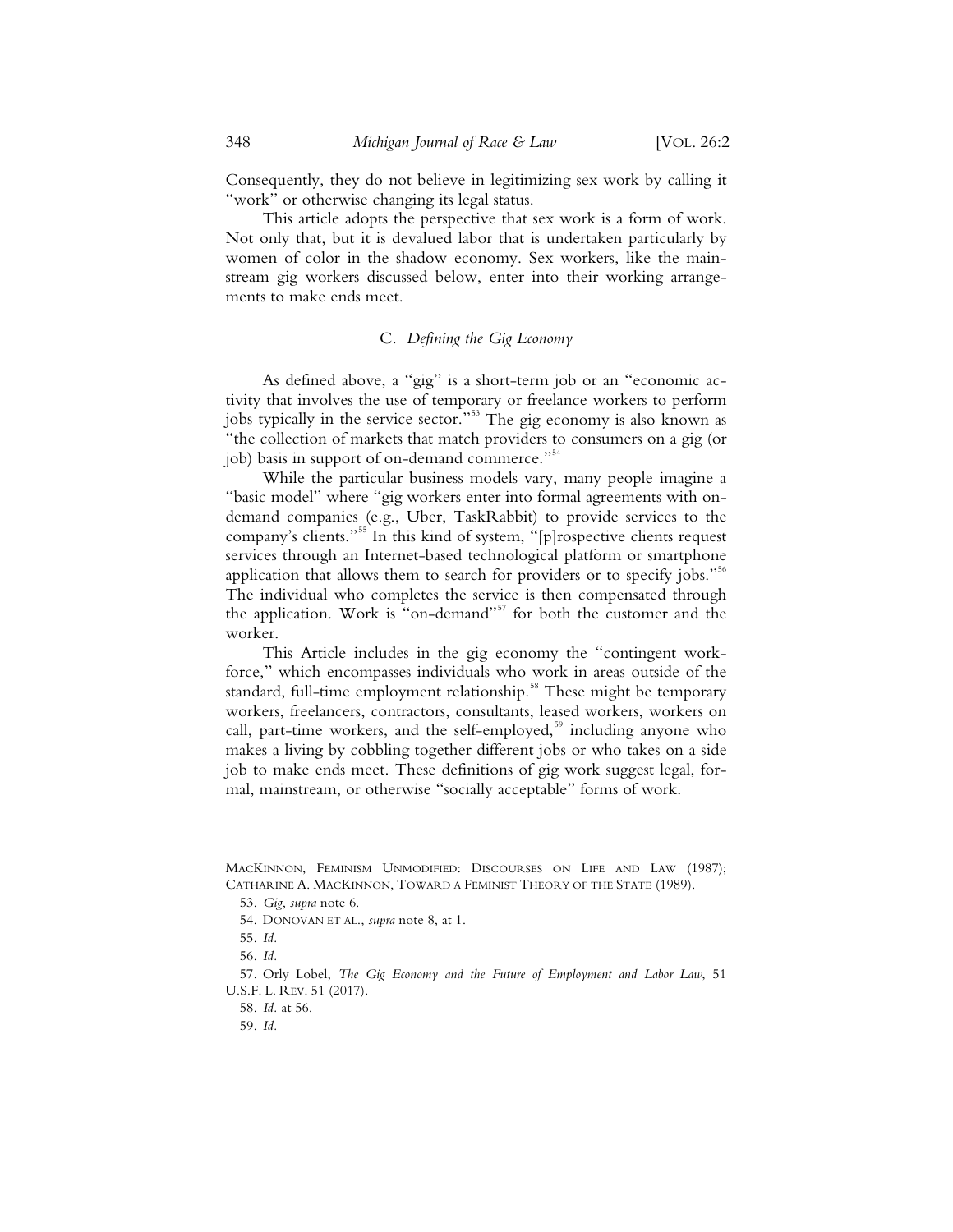Consequently, they do not believe in legitimizing sex work by calling it "work" or otherwise changing its legal status.

This article adopts the perspective that sex work is a form of work. Not only that, but it is devalued labor that is undertaken particularly by women of color in the shadow economy. Sex workers, like the mainstream gig workers discussed below, enter into their working arrangements to make ends meet.

### C. *Defining the Gig Economy*

As defined above, a "gig" is a short-term job or an "economic activity that involves the use of temporary or freelance workers to perform jobs typically in the service sector."[53] The gig economy is also known as "the collection of markets that match providers to consumers on a gig (or job) basis in support of on-demand commerce."[54]

While the particular business models vary, many people imagine a "basic model" where "gig workers enter into formal agreements with on-demand companies (e.g., Uber, TaskRabbit) to provide services to the company's clients."[55] In this kind of system, "[p]rospective clients request services through an Internet-based technological platform or smartphone application that allows them to search for providers or to specify jobs."[56] The individual who completes the service is then compensated through the application. Work is "on-demand"[57] for both the customer and the worker.

This Article includes in the gig economy the "contingent workforce," which encompasses individuals who work in areas outside of the standard, full-time employment relationship.[58] These might be temporary workers, freelancers, contractors, consultants, leased workers, workers on call, part-time workers, and the self-employed,[59] including anyone who makes a living by cobbling together different jobs or who takes on a side job to make ends meet. These definitions of gig work suggest legal, formal, mainstream, or otherwise "socially acceptable" forms of work.

---

MACKINNON, FEMINISM UNMODIFIED: DISCOURSES ON LIFE AND LAW (1987); CATHARINE A. MACKINNON, TOWARD A FEMINIST THEORY OF THE STATE (1989).

53. *Gig*, *supra* note 6.

54. DONOVAN ET AL., *supra* note 8, at 1.

55. *Id.*

56. *Id.*

57. Orly Lobel, *The Gig Economy and the Future of Employment and Labor Law*, 51 U.S.F. L. REV. 51 (2017).

58. *Id.* at 56.

59. *Id.*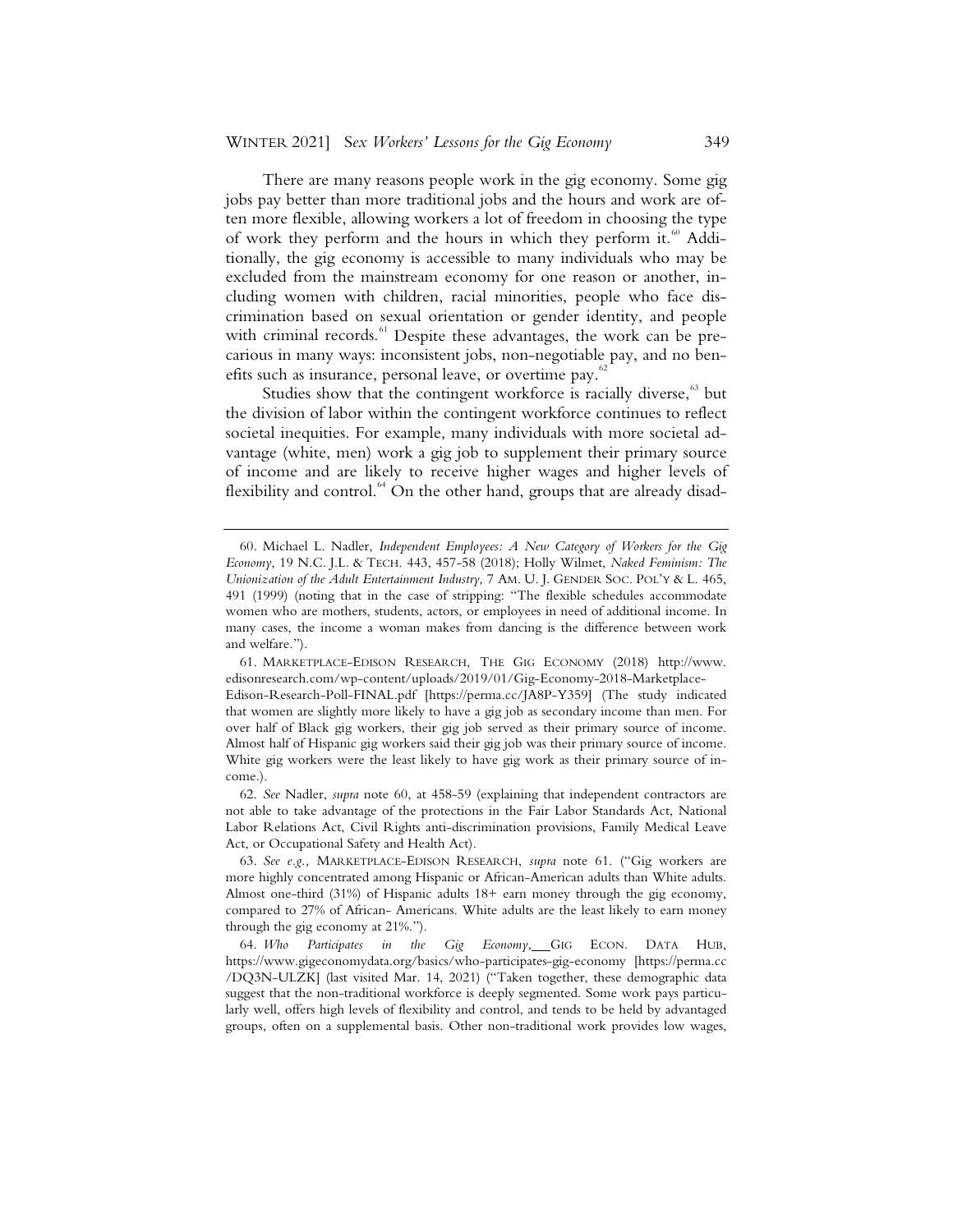There are many reasons people work in the gig economy. Some gig jobs pay better than more traditional jobs and the hours and work are often more flexible, allowing workers a lot of freedom in choosing the type of work they perform and the hours in which they perform it.[60] Additionally, the gig economy is accessible to many individuals who may be excluded from the mainstream economy for one reason or another, including women with children, racial minorities, people who face discrimination based on sexual orientation or gender identity, and people with criminal records.[61] Despite these advantages, the work can be precarious in many ways: inconsistent jobs, non-negotiable pay, and no benefits such as insurance, personal leave, or overtime pay.[62]

Studies show that the contingent workforce is racially diverse,[63] but the division of labor within the contingent workforce continues to reflect societal inequities. For example, many individuals with more societal advantage (white, men) work a gig job to supplement their primary source of income and are likely to receive higher wages and higher levels of flexibility and control.[64] On the other hand, groups that are already disad-

---

60. Michael L. Nadler, *Independent Employees: A New Category of Workers for the Gig Economy*, 19 N.C. J.L. & TECH. 443, 457-58 (2018); Holly Wilmet, *Naked Feminism: The Unionization of the Adult Entertainment Industry*, 7 AM. U. J. GENDER SOC. POL'Y & L. 465, 491 (1999) (noting that in the case of stripping: "The flexible schedules accommodate women who are mothers, students, actors, or employees in need of additional income. In many cases, the income a woman makes from dancing is the difference between work and welfare.").

61. MARKETPLACE-EDISON RESEARCH, THE GIG ECONOMY (2018) http://www.edisonresearch.com/wp-content/uploads/2019/01/Gig-Economy-2018-Marketplace-Edison-Research-Poll-FINAL.pdf [https://perma.cc/JA8P-Y359] (The study indicated that women are slightly more likely to have a gig job as secondary income than men. For over half of Black gig workers, their gig job served as their primary source of income. Almost half of Hispanic gig workers said their gig job was their primary source of income. White gig workers were the least likely to have gig work as their primary source of income.).

62. *See* Nadler, *supra* note 60, at 458-59 (explaining that independent contractors are not able to take advantage of the protections in the Fair Labor Standards Act, National Labor Relations Act, Civil Rights anti-discrimination provisions, Family Medical Leave Act, or Occupational Safety and Health Act).

63. *See e.g.,* MARKETPLACE-EDISON RESEARCH, *supra* note 61. ("Gig workers are more highly concentrated among Hispanic or African-American adults than White adults. Almost one-third (31%) of Hispanic adults 18+ earn money through the gig economy, compared to 27% of African- Americans. White adults are the least likely to earn money through the gig economy at 21%.").

64. *Who Participates in the Gig Economy*, GIG ECON. DATA HUB, https://www.gigeconomydata.org/basics/who-participates-gig-economy [https://perma.cc/DQ3N-ULZK] (last visited Mar. 14, 2021) ("Taken together, these demographic data suggest that the non-traditional workforce is deeply segmented. Some work pays particularly well, offers high levels of flexibility and control, and tends to be held by advantaged groups, often on a supplemental basis. Other non-traditional work provides low wages,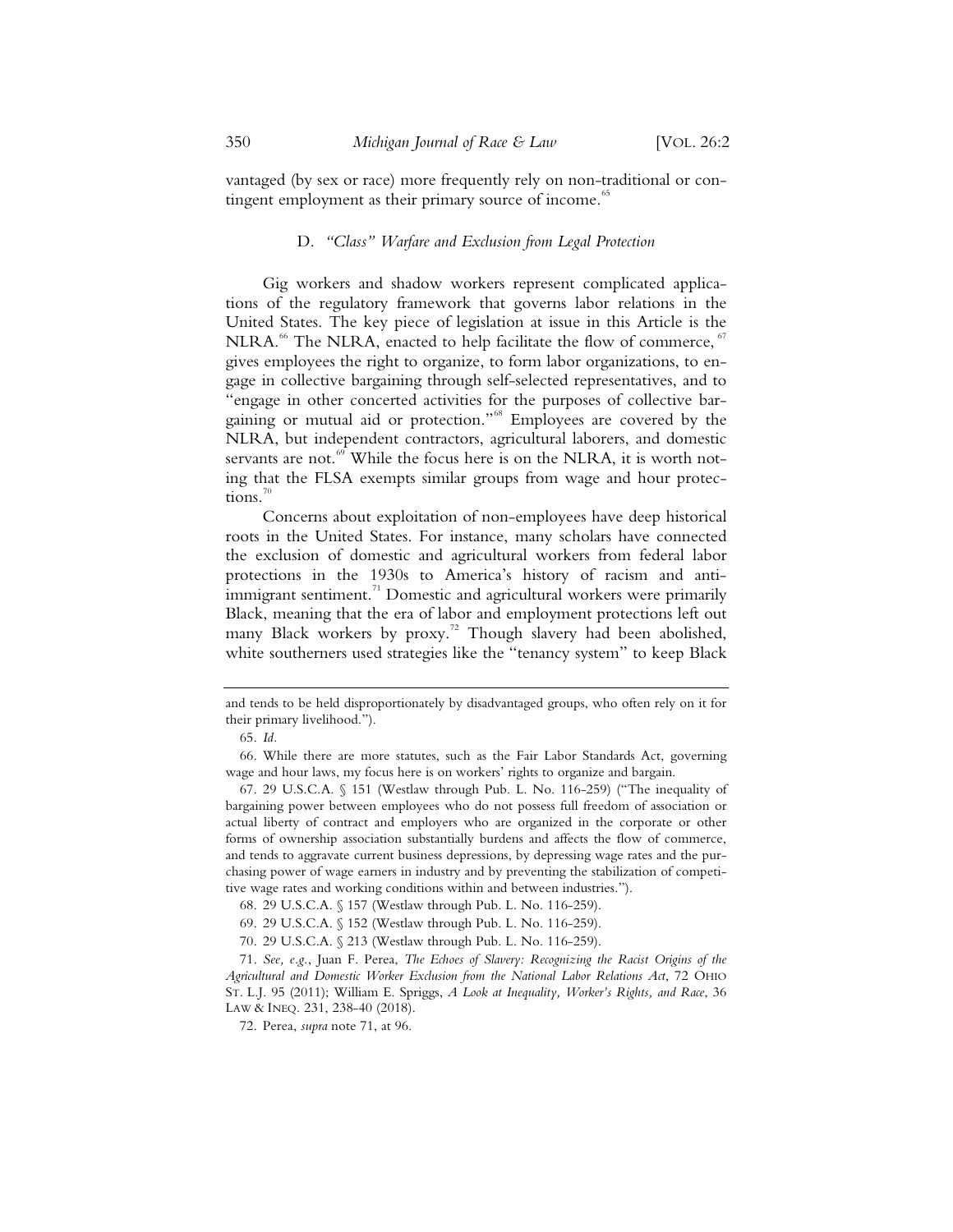vantaged (by sex or race) more frequently rely on non-traditional or contingent employment as their primary source of income.[65]

### D. *"Class" Warfare and Exclusion from Legal Protection*

Gig workers and shadow workers represent complicated applications of the regulatory framework that governs labor relations in the United States. The key piece of legislation at issue in this Article is the NLRA.[66] The NLRA, enacted to help facilitate the flow of commerce,[67] gives employees the right to organize, to form labor organizations, to engage in collective bargaining through self-selected representatives, and to "engage in other concerted activities for the purposes of collective bargaining or mutual aid or protection."[68] Employees are covered by the NLRA, but independent contractors, agricultural laborers, and domestic servants are not.[69] While the focus here is on the NLRA, it is worth noting that the FLSA exempts similar groups from wage and hour protections.[70]

Concerns about exploitation of non-employees have deep historical roots in the United States. For instance, many scholars have connected the exclusion of domestic and agricultural workers from federal labor protections in the 1930s to America's history of racism and anti-immigrant sentiment.[71] Domestic and agricultural workers were primarily Black, meaning that the era of labor and employment protections left out many Black workers by proxy.[72] Though slavery had been abolished, white southerners used strategies like the "tenancy system" to keep Black

---

and tends to be held disproportionately by disadvantaged groups, who often rely on it for their primary livelihood.").

65. *Id.*

66. While there are more statutes, such as the Fair Labor Standards Act, governing wage and hour laws, my focus here is on workers' rights to organize and bargain.

67. 29 U.S.C.A. § 151 (Westlaw through Pub. L. No. 116-259) ("The inequality of bargaining power between employees who do not possess full freedom of association or actual liberty of contract and employers who are organized in the corporate or other forms of ownership association substantially burdens and affects the flow of commerce, and tends to aggravate current business depressions, by depressing wage rates and the purchasing power of wage earners in industry and by preventing the stabilization of competitive wage rates and working conditions within and between industries.").

68. 29 U.S.C.A. § 157 (Westlaw through Pub. L. No. 116-259).

69. 29 U.S.C.A. § 152 (Westlaw through Pub. L. No. 116-259).

70. 29 U.S.C.A. § 213 (Westlaw through Pub. L. No. 116-259).

71. *See, e.g.*, Juan F. Perea, *The Echoes of Slavery: Recognizing the Racist Origins of the Agricultural and Domestic Worker Exclusion from the National Labor Relations Act*, 72 OHIO ST. L.J. 95 (2011); William E. Spriggs, *A Look at Inequality, Worker's Rights, and Race*, 36 LAW & INEQ. 231, 238-40 (2018).

72. Perea, *supra* note 71, at 96.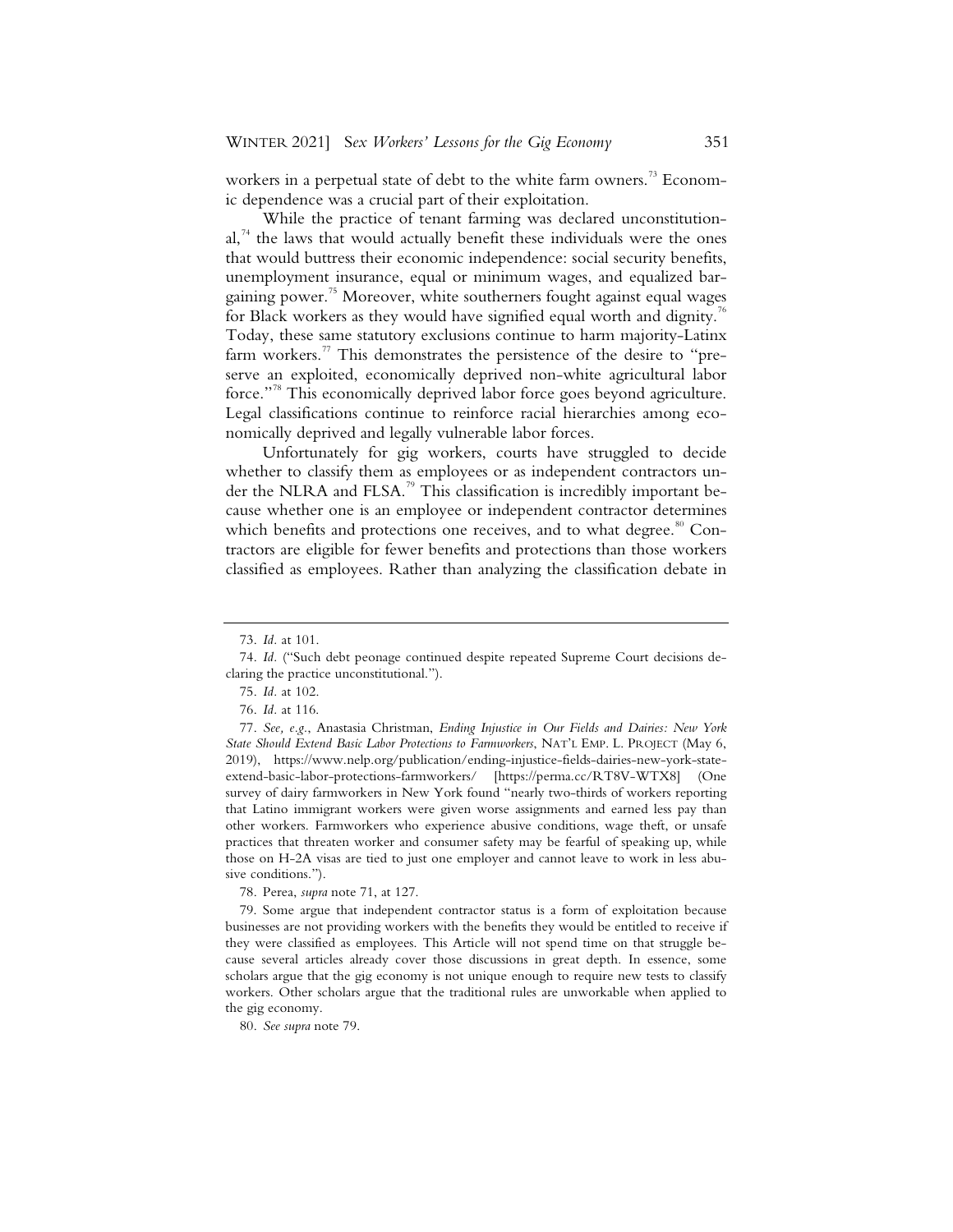workers in a perpetual state of debt to the white farm owners.[73] Economic dependence was a crucial part of their exploitation.

While the practice of tenant farming was declared unconstitutional,[74] the laws that would actually benefit these individuals were the ones that would buttress their economic independence: social security benefits, unemployment insurance, equal or minimum wages, and equalized bargaining power.[75] Moreover, white southerners fought against equal wages for Black workers as they would have signified equal worth and dignity.[76] Today, these same statutory exclusions continue to harm majority-Latinx farm workers.[77] This demonstrates the persistence of the desire to "preserve an exploited, economically deprived non-white agricultural labor force."[78] This economically deprived labor force goes beyond agriculture. Legal classifications continue to reinforce racial hierarchies among economically deprived and legally vulnerable labor forces.

Unfortunately for gig workers, courts have struggled to decide whether to classify them as employees or as independent contractors under the NLRA and FLSA.[79] This classification is incredibly important because whether one is an employee or independent contractor determines which benefits and protections one receives, and to what degree.[80] Contractors are eligible for fewer benefits and protections than those workers classified as employees. Rather than analyzing the classification debate in

---

73. *Id.* at 101.

74. *Id.* ("Such debt peonage continued despite repeated Supreme Court decisions declaring the practice unconstitutional.").

75. *Id.* at 102.

76. *Id.* at 116.

77. *See, e.g.*, Anastasia Christman, *Ending Injustice in Our Fields and Dairies: New York State Should Extend Basic Labor Protections to Farmworkers*, NAT'L EMP. L. PROJECT (May 6, 2019), https://www.nelp.org/publication/ending-injustice-fields-dairies-new-york-state-extend-basic-labor-protections-farmworkers/ [https://perma.cc/RT8V-WTX8] (One survey of dairy farmworkers in New York found "nearly two-thirds of workers reporting that Latino immigrant workers were given worse assignments and earned less pay than other workers. Farmworkers who experience abusive conditions, wage theft, or unsafe practices that threaten worker and consumer safety may be fearful of speaking up, while those on H-2A visas are tied to just one employer and cannot leave to work in less abusive conditions.").

78. Perea, *supra* note 71, at 127.

79. Some argue that independent contractor status is a form of exploitation because businesses are not providing workers with the benefits they would be entitled to receive if they were classified as employees. This Article will not spend time on that struggle because several articles already cover those discussions in great depth. In essence, some scholars argue that the gig economy is not unique enough to require new tests to classify workers. Other scholars argue that the traditional rules are unworkable when applied to the gig economy.

80. *See supra* note 79.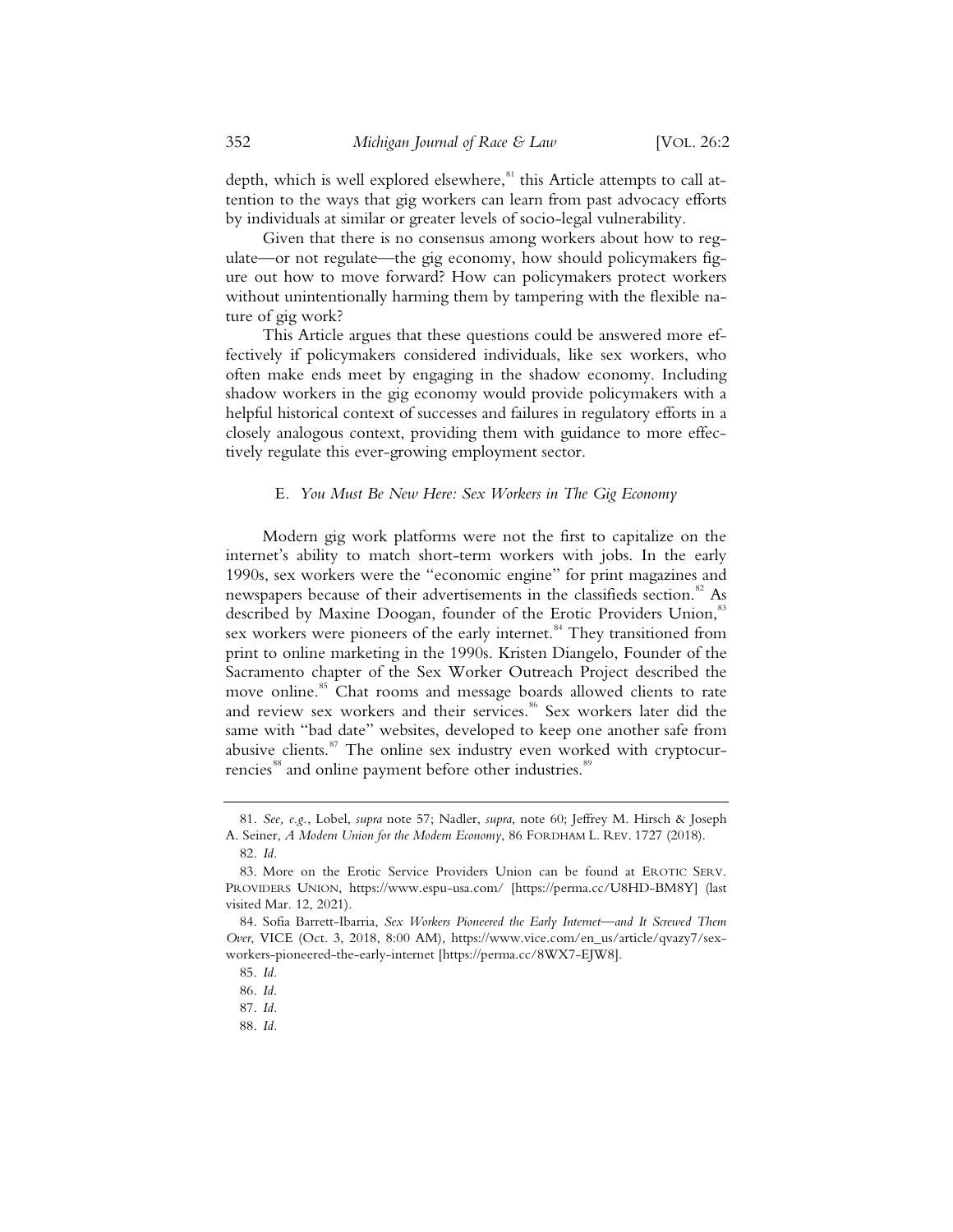depth, which is well explored elsewhere,[81] this Article attempts to call attention to the ways that gig workers can learn from past advocacy efforts by individuals at similar or greater levels of socio-legal vulnerability.

Given that there is no consensus among workers about how to regulate—or not regulate—the gig economy, how should policymakers figure out how to move forward? How can policymakers protect workers without unintentionally harming them by tampering with the flexible nature of gig work?

This Article argues that these questions could be answered more effectively if policymakers considered individuals, like sex workers, who often make ends meet by engaging in the shadow economy. Including shadow workers in the gig economy would provide policymakers with a helpful historical context of successes and failures in regulatory efforts in a closely analogous context, providing them with guidance to more effectively regulate this ever-growing employment sector.

### E. *You Must Be New Here: Sex Workers in The Gig Economy*

Modern gig work platforms were not the first to capitalize on the internet's ability to match short-term workers with jobs. In the early 1990s, sex workers were the "economic engine" for print magazines and newspapers because of their advertisements in the classifieds section.[82] As described by Maxine Doogan, founder of the Erotic Providers Union,[83] sex workers were pioneers of the early internet.[84] They transitioned from print to online marketing in the 1990s. Kristen Diangelo, Founder of the Sacramento chapter of the Sex Worker Outreach Project described the move online.[85] Chat rooms and message boards allowed clients to rate and review sex workers and their services.[86] Sex workers later did the same with "bad date" websites, developed to keep one another safe from abusive clients.[87] The online sex industry even worked with cryptocurrencies[88] and online payment before other industries.[89]

---

81. *See, e.g.*, Lobel, *supra* note 57; Nadler, *supra*, note 60; Jeffrey M. Hirsch & Joseph A. Seiner, *A Modern Union for the Modern Economy*, 86 FORDHAM L. REV. 1727 (2018).

82. *Id.*

83. More on the Erotic Service Providers Union can be found at EROTIC SERV. PROVIDERS UNION, https://www.espu-usa.com/ [https://perma.cc/U8HD-BM8Y] (last visited Mar. 12, 2021).

84. Sofia Barrett-Ibarria, *Sex Workers Pioneered the Early Internet—and It Screwed Them Over*, VICE (Oct. 3, 2018, 8:00 AM), https://www.vice.com/en_us/article/qvazy7/sex-workers-pioneered-the-early-internet [https://perma.cc/8WX7-EJW8].

85. *Id.*

86. *Id.*

87. *Id.*

88. *Id.*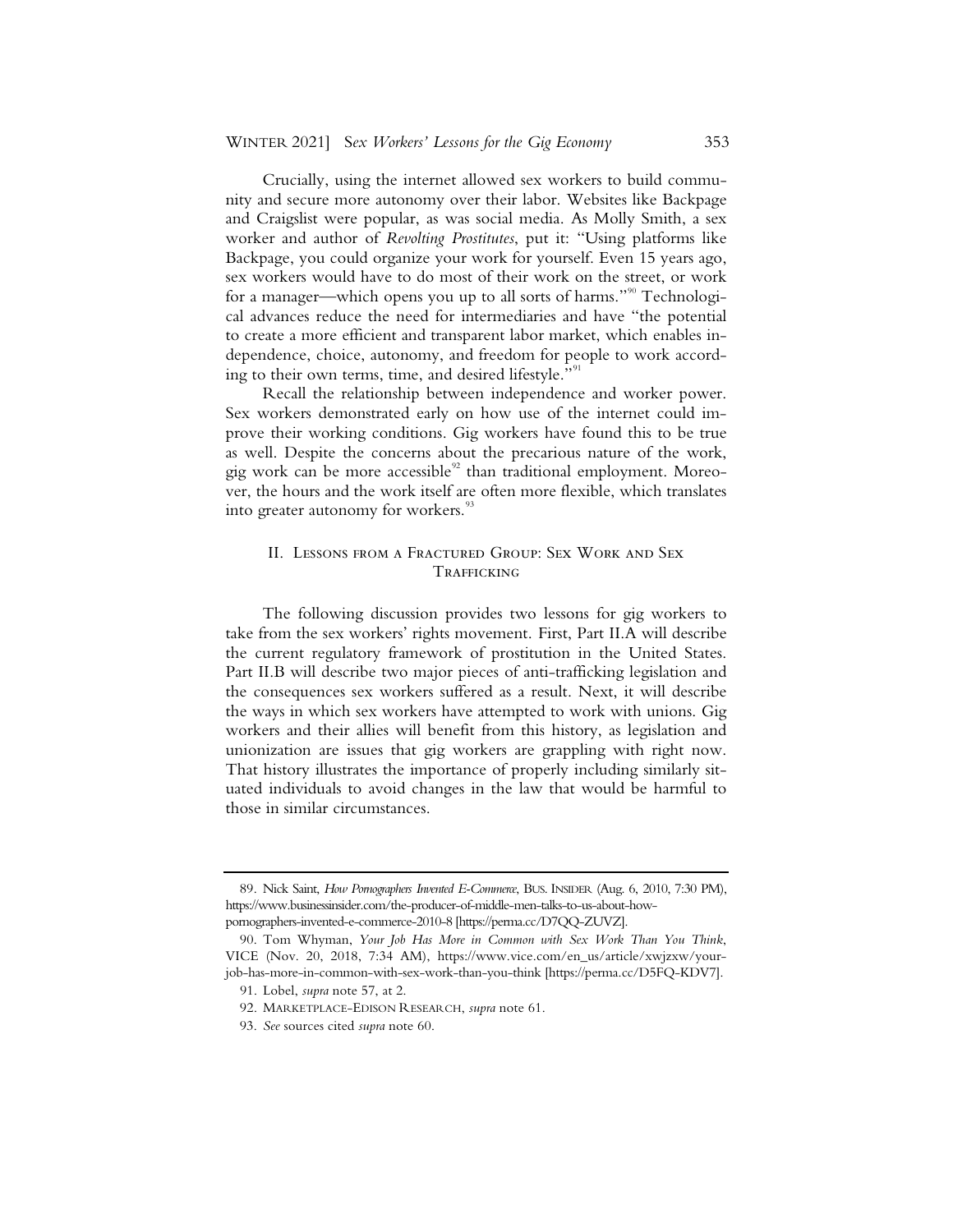Crucially, using the internet allowed sex workers to build community and secure more autonomy over their labor. Websites like Backpage and Craigslist were popular, as was social media. As Molly Smith, a sex worker and author of *Revolting Prostitutes*, put it: "Using platforms like Backpage, you could organize your work for yourself. Even 15 years ago, sex workers would have to do most of their work on the street, or work for a manager—which opens you up to all sorts of harms."[90] Technological advances reduce the need for intermediaries and have "the potential to create a more efficient and transparent labor market, which enables independence, choice, autonomy, and freedom for people to work according to their own terms, time, and desired lifestyle."[91]

Recall the relationship between independence and worker power. Sex workers demonstrated early on how use of the internet could improve their working conditions. Gig workers have found this to be true as well. Despite the concerns about the precarious nature of the work, gig work can be more accessible[92] than traditional employment. Moreover, the hours and the work itself are often more flexible, which translates into greater autonomy for workers.[93]

## II. Lessons from a Fractured Group: Sex Work and Sex Trafficking

The following discussion provides two lessons for gig workers to take from the sex workers' rights movement. First, Part II.A will describe the current regulatory framework of prostitution in the United States. Part II.B will describe two major pieces of anti-trafficking legislation and the consequences sex workers suffered as a result. Next, it will describe the ways in which sex workers have attempted to work with unions. Gig workers and their allies will benefit from this history, as legislation and unionization are issues that gig workers are grappling with right now. That history illustrates the importance of properly including similarly situated individuals to avoid changes in the law that would be harmful to those in similar circumstances.

---

89. Nick Saint, *How Pornographers Invented E-Commerce*, BUS. INSIDER (Aug. 6, 2010, 7:30 PM), https://www.businessinsider.com/the-producer-of-middle-men-talks-to-us-about-how-pornographers-invented-e-commerce-2010-8 [https://perma.cc/D7QQ-ZUVZ].

90. Tom Whyman, *Your Job Has More in Common with Sex Work Than You Think*, VICE (Nov. 20, 2018, 7:34 AM), https://www.vice.com/en_us/article/xwjzxw/your-job-has-more-in-common-with-sex-work-than-you-think [https://perma.cc/D5FQ-KDV7].

91. Lobel, *supra* note 57, at 2.

92. MARKETPLACE-EDISON RESEARCH, *supra* note 61.

93. *See* sources cited *supra* note 60.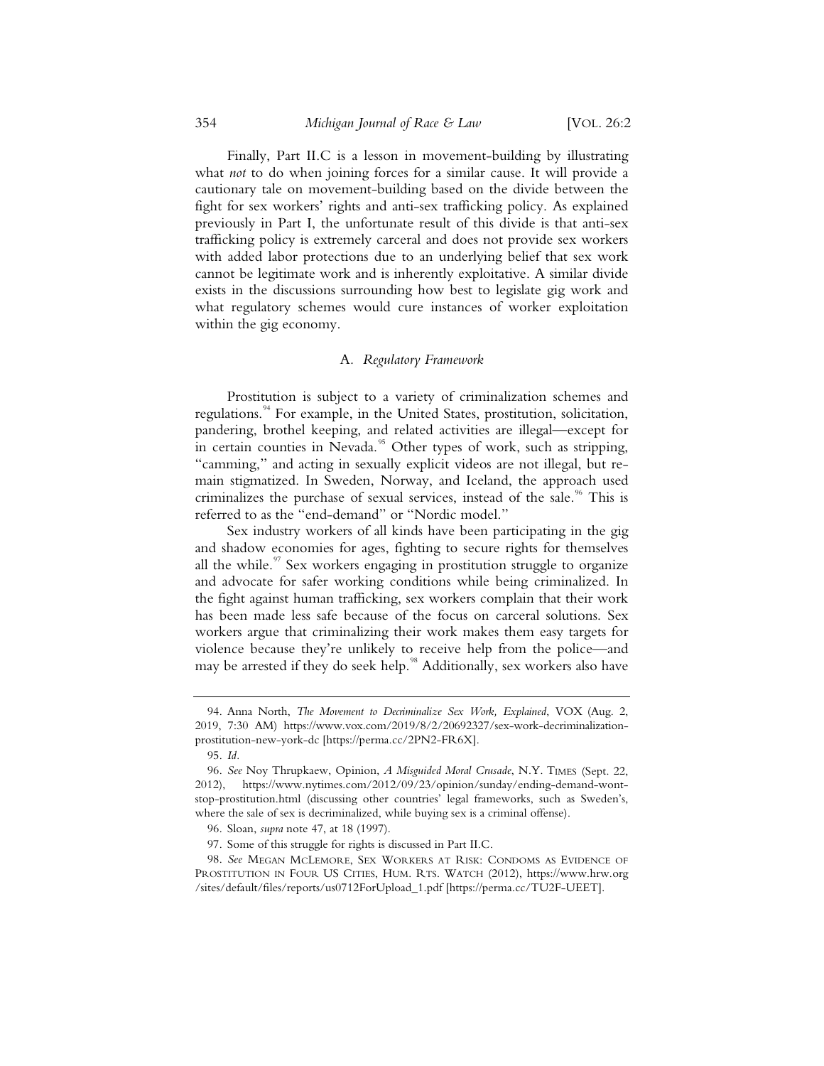Finally, Part II.C is a lesson in movement-building by illustrating what *not* to do when joining forces for a similar cause. It will provide a cautionary tale on movement-building based on the divide between the fight for sex workers' rights and anti-sex trafficking policy. As explained previously in Part I, the unfortunate result of this divide is that anti-sex trafficking policy is extremely carceral and does not provide sex workers with added labor protections due to an underlying belief that sex work cannot be legitimate work and is inherently exploitative. A similar divide exists in the discussions surrounding how best to legislate gig work and what regulatory schemes would cure instances of worker exploitation within the gig economy.

### A. *Regulatory Framework*

Prostitution is subject to a variety of criminalization schemes and regulations.[94] For example, in the United States, prostitution, solicitation, pandering, brothel keeping, and related activities are illegal—except for in certain counties in Nevada.[95] Other types of work, such as stripping, "camming," and acting in sexually explicit videos are not illegal, but remain stigmatized. In Sweden, Norway, and Iceland, the approach used criminalizes the purchase of sexual services, instead of the sale.[96] This is referred to as the "end-demand" or "Nordic model."

Sex industry workers of all kinds have been participating in the gig and shadow economies for ages, fighting to secure rights for themselves all the while.[97] Sex workers engaging in prostitution struggle to organize and advocate for safer working conditions while being criminalized. In the fight against human trafficking, sex workers complain that their work has been made less safe because of the focus on carceral solutions. Sex workers argue that criminalizing their work makes them easy targets for violence because they're unlikely to receive help from the police—and may be arrested if they do seek help.[98] Additionally, sex workers also have

---

94. Anna North, *The Movement to Decriminalize Sex Work, Explained*, VOX (Aug. 2, 2019, 7:30 AM) https://www.vox.com/2019/8/2/20692327/sex-work-decriminalization-prostitution-new-york-dc [https://perma.cc/2PN2-FR6X].

95. *Id.*

96. *See* Noy Thrupkaew, Opinion, *A Misguided Moral Crusade*, N.Y. TIMES (Sept. 22, 2012), https://www.nytimes.com/2012/09/23/opinion/sunday/ending-demand-wont-stop-prostitution.html (discussing other countries' legal frameworks, such as Sweden's, where the sale of sex is decriminalized, while buying sex is a criminal offense).

96. Sloan, *supra* note 47, at 18 (1997).

97. Some of this struggle for rights is discussed in Part II.C.

98. *See* MEGAN MCLEMORE, SEX WORKERS AT RISK: CONDOMS AS EVIDENCE OF PROSTITUTION IN FOUR US CITIES, HUM. RTS. WATCH (2012), https://www.hrw.org/sites/default/files/reports/us0712ForUpload_1.pdf [https://perma.cc/TU2F-UEET].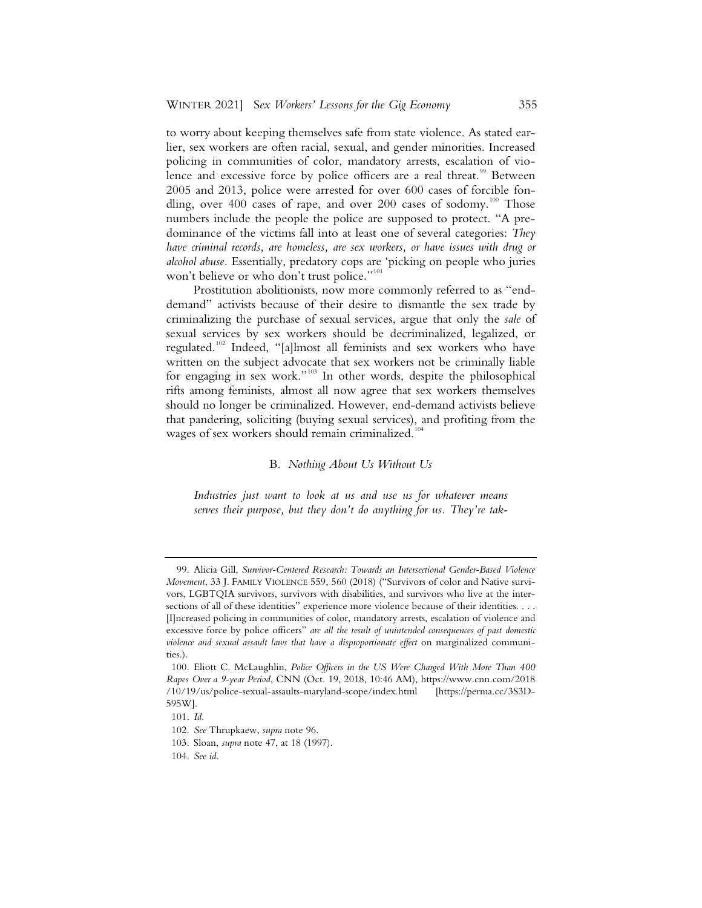to worry about keeping themselves safe from state violence. As stated earlier, sex workers are often racial, sexual, and gender minorities. Increased policing in communities of color, mandatory arrests, escalation of violence and excessive force by police officers are a real threat.[99] Between 2005 and 2013, police were arrested for over 600 cases of forcible fondling, over 400 cases of rape, and over 200 cases of sodomy.[100] Those numbers include the people the police are supposed to protect. "A predominance of the victims fall into at least one of several categories: *They have criminal records, are homeless, are sex workers, or have issues with drug or alcohol abuse.* Essentially, predatory cops are 'picking on people who juries won't believe or who don't trust police.'"[101]

Prostitution abolitionists, now more commonly referred to as "end-demand" activists because of their desire to dismantle the sex trade by criminalizing the purchase of sexual services, argue that only the *sale* of sexual services by sex workers should be decriminalized, legalized, or regulated.[102] Indeed, "[a]lmost all feminists and sex workers who have written on the subject advocate that sex workers not be criminally liable for engaging in sex work."[103] In other words, despite the philosophical rifts among feminists, almost all now agree that sex workers themselves should no longer be criminalized. However, end-demand activists believe that pandering, soliciting (buying sexual services), and profiting from the wages of sex workers should remain criminalized.[104]

### B. *Nothing About Us Without Us*

*Industries just want to look at us and use us for whatever means serves their purpose, but they don't do anything for us. They're tak-*

---

99. Alicia Gill, *Survivor-Centered Research: Towards an Intersectional Gender-Based Violence Movement*, 33 J. FAMILY VIOLENCE 559, 560 (2018) ("Survivors of color and Native survivors, LGBTQIA survivors, survivors with disabilities, and survivors who live at the intersections of all of these identities" experience more violence because of their identities. . . . [I]ncreased policing in communities of color, mandatory arrests, escalation of violence and excessive force by police officers" *are all the result of unintended consequences of past domestic violence and sexual assault laws that have a disproportionate effect* on marginalized communities.).

100. Eliott C. McLaughlin, *Police Officers in the US Were Charged With More Than 400 Rapes Over a 9-year Period*, CNN (Oct. 19, 2018, 10:46 AM), https://www.cnn.com/2018/10/19/us/police-sexual-assaults-maryland-scope/index.html [https://perma.cc/3S3D-595W].

101. *Id.*

102. *See* Thrupkaew, *supra* note 96.

103. Sloan, *supra* note 47, at 18 (1997).

104. *See id.*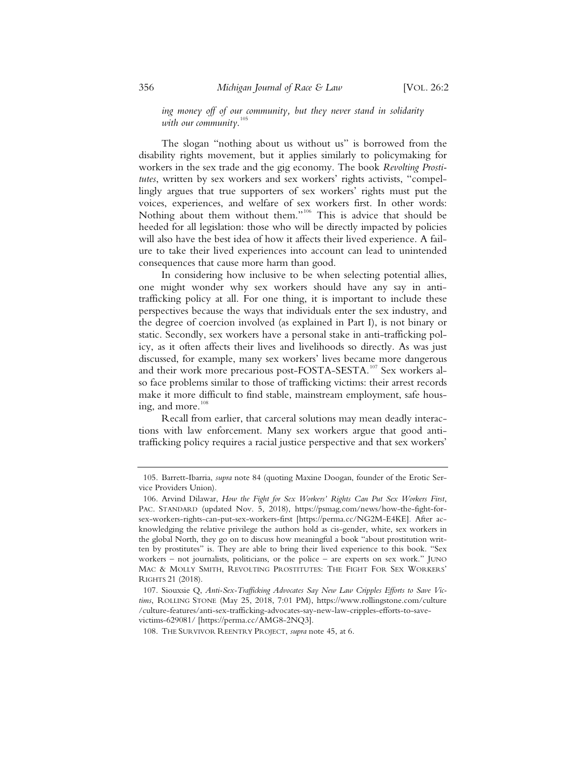*ing money off of our community, but they never stand in solidarity with our community.*[105]

The slogan "nothing about us without us" is borrowed from the disability rights movement, but it applies similarly to policymaking for workers in the sex trade and the gig economy. The book *Revolting Prostitutes*, written by sex workers and sex workers' rights activists, "compellingly argues that true supporters of sex workers' rights must put the voices, experiences, and welfare of sex workers first. In other words: Nothing about them without them."[106] This is advice that should be heeded for all legislation: those who will be directly impacted by policies will also have the best idea of how it affects their lived experience. A failure to take their lived experiences into account can lead to unintended consequences that cause more harm than good.

In considering how inclusive to be when selecting potential allies, one might wonder why sex workers should have any say in anti-trafficking policy at all. For one thing, it is important to include these perspectives because the ways that individuals enter the sex industry, and the degree of coercion involved (as explained in Part I), is not binary or static. Secondly, sex workers have a personal stake in anti-trafficking policy, as it often affects their lives and livelihoods so directly. As was just discussed, for example, many sex workers' lives became more dangerous and their work more precarious post-FOSTA-SESTA.[107] Sex workers also face problems similar to those of trafficking victims: their arrest records make it more difficult to find stable, mainstream employment, safe housing, and more.[108]

Recall from earlier, that carceral solutions may mean deadly interactions with law enforcement. Many sex workers argue that good anti-trafficking policy requires a racial justice perspective and that sex workers'

---

105. Barrett-Ibarria, *supra* note 84 (quoting Maxine Doogan, founder of the Erotic Service Providers Union).

106. Arvind Dilawar, *How the Fight for Sex Workers' Rights Can Put Sex Workers First*, PAC. STANDARD (updated Nov. 5, 2018), https://psmag.com/news/how-the-fight-for-sex-workers-rights-can-put-sex-workers-first [https://perma.cc/NG2M-E4KE]. After acknowledging the relative privilege the authors hold as cis-gender, white, sex workers in the global North, they go on to discuss how meaningful a book "about prostitution written by prostitutes" is. They are able to bring their lived experience to this book. "Sex workers – not journalists, politicians, or the police – are experts on sex work." JUNO MAC & MOLLY SMITH, REVOLTING PROSTITUTES: THE FIGHT FOR SEX WORKERS' RIGHTS 21 (2018).

107. Siouxsie Q, *Anti-Sex-Trafficking Advocates Say New Law Cripples Efforts to Save Victims*, ROLLING STONE (May 25, 2018, 7:01 PM), https://www.rollingstone.com/culture/culture-features/anti-sex-trafficking-advocates-say-new-law-cripples-efforts-to-save-victims-629081/ [https://perma.cc/AMG8-2NQ3].

108. THE SURVIVOR REENTRY PROJECT, *supra* note 45, at 6.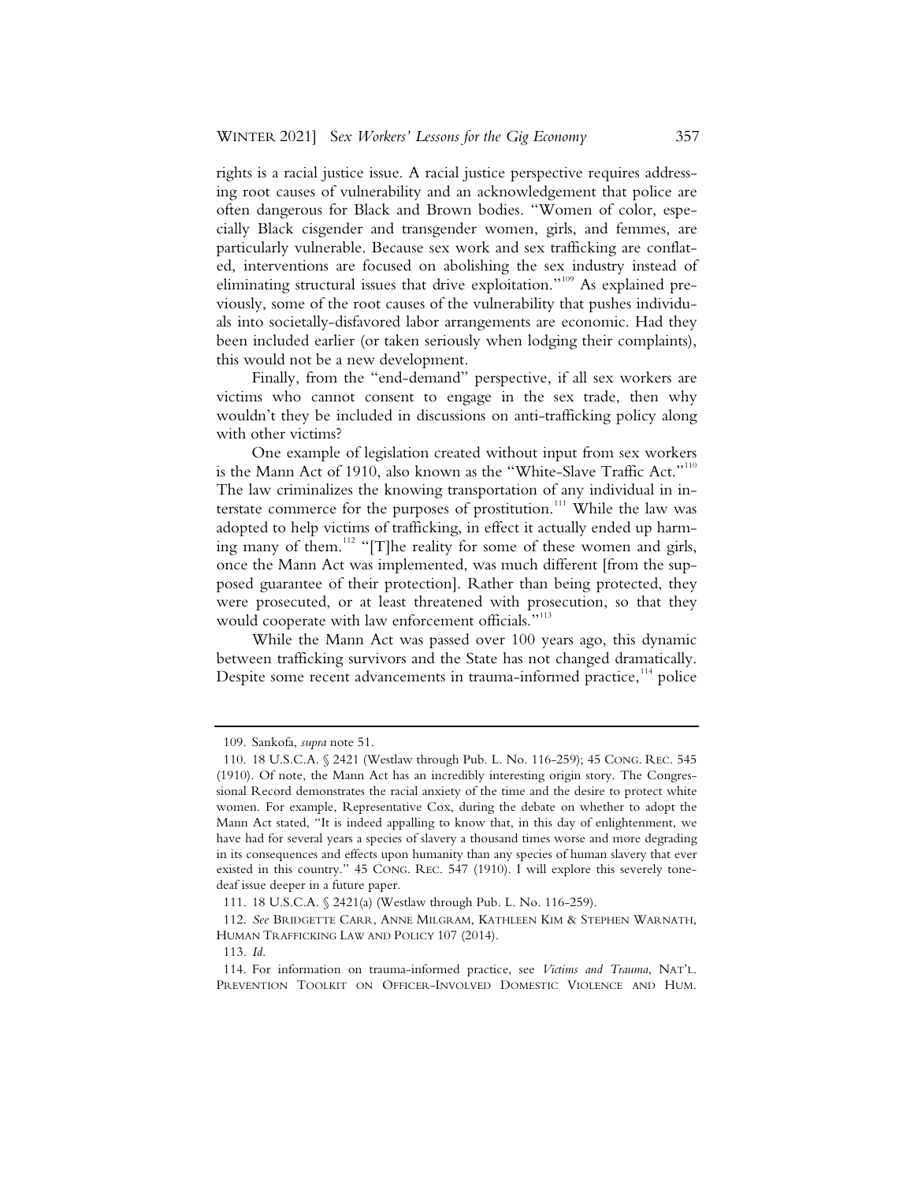rights is a racial justice issue. A racial justice perspective requires addressing root causes of vulnerability and an acknowledgement that police are often dangerous for Black and Brown bodies. "Women of color, especially Black cisgender and transgender women, girls, and femmes, are particularly vulnerable. Because sex work and sex trafficking are conflated, interventions are focused on abolishing the sex industry instead of eliminating structural issues that drive exploitation."[109] As explained previously, some of the root causes of the vulnerability that pushes individuals into societally-disfavored labor arrangements are economic. Had they been included earlier (or taken seriously when lodging their complaints), this would not be a new development.

Finally, from the "end-demand" perspective, if all sex workers are victims who cannot consent to engage in the sex trade, then why wouldn't they be included in discussions on anti-trafficking policy along with other victims?

One example of legislation created without input from sex workers is the Mann Act of 1910, also known as the "White-Slave Traffic Act."[110] The law criminalizes the knowing transportation of any individual in interstate commerce for the purposes of prostitution.[111] While the law was adopted to help victims of trafficking, in effect it actually ended up harming many of them.[112] "[T]he reality for some of these women and girls, once the Mann Act was implemented, was much different [from the supposed guarantee of their protection]. Rather than being protected, they were prosecuted, or at least threatened with prosecution, so that they would cooperate with law enforcement officials."[113]

While the Mann Act was passed over 100 years ago, this dynamic between trafficking survivors and the State has not changed dramatically. Despite some recent advancements in trauma-informed practice,[114] police

---

109. Sankofa, *supra* note 51.

110. 18 U.S.C.A. § 2421 (Westlaw through Pub. L. No. 116-259); 45 CONG. REC. 545 (1910). Of note, the Mann Act has an incredibly interesting origin story. The Congressional Record demonstrates the racial anxiety of the time and the desire to protect white women. For example, Representative Cox, during the debate on whether to adopt the Mann Act stated, "It is indeed appalling to know that, in this day of enlightenment, we have had for several years a species of slavery a thousand times worse and more degrading in its consequences and effects upon humanity than any species of human slavery that ever existed in this country." 45 CONG. REC. 547 (1910). I will explore this severely tone-deaf issue deeper in a future paper.

111. 18 U.S.C.A. § 2421(a) (Westlaw through Pub. L. No. 116-259).

112. *See* BRIDGETTE CARR, ANNE MILGRAM, KATHLEEN KIM & STEPHEN WARNATH, HUMAN TRAFFICKING LAW AND POLICY 107 (2014).

113. *Id.*

114. For information on trauma-informed practice, see *Victims and Trauma*, NAT'L. PREVENTION TOOLKIT ON OFFICER-INVOLVED DOMESTIC VIOLENCE AND HUM.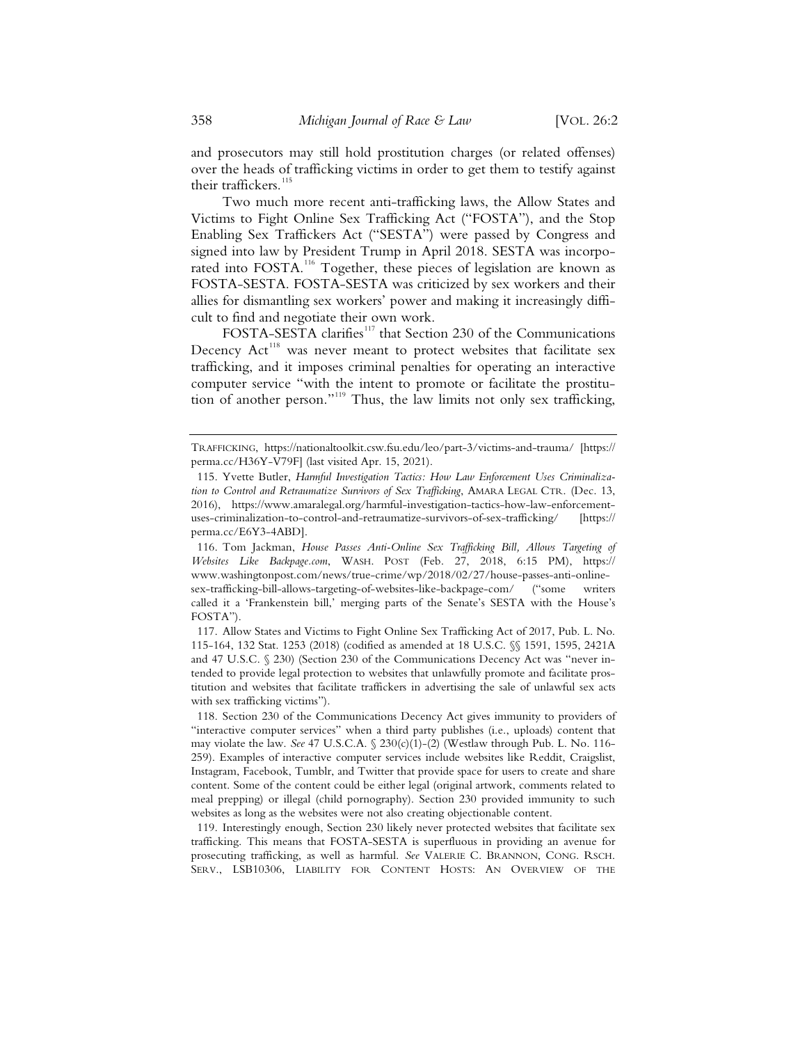and prosecutors may still hold prostitution charges (or related offenses) over the heads of trafficking victims in order to get them to testify against their traffickers.[115]

Two much more recent anti-trafficking laws, the Allow States and Victims to Fight Online Sex Trafficking Act ("FOSTA"), and the Stop Enabling Sex Traffickers Act ("SESTA") were passed by Congress and signed into law by President Trump in April 2018. SESTA was incorporated into FOSTA.[116] Together, these pieces of legislation are known as FOSTA-SESTA. FOSTA-SESTA was criticized by sex workers and their allies for dismantling sex workers' power and making it increasingly difficult to find and negotiate their own work.

FOSTA-SESTA clarifies[117] that Section 230 of the Communications Decency Act[118] was never meant to protect websites that facilitate sex trafficking, and it imposes criminal penalties for operating an interactive computer service "with the intent to promote or facilitate the prostitution of another person."[119] Thus, the law limits not only sex trafficking,

---

TRAFFICKING, https://nationaltoolkit.csw.fsu.edu/leo/part-3/victims-and-trauma/ [https://perma.cc/H36Y-V79F] (last visited Apr. 15, 2021).

115. Yvette Butler, *Harmful Investigation Tactics: How Law Enforcement Uses Criminalization to Control and Retraumatize Survivors of Sex Trafficking*, AMARA LEGAL CTR. (Dec. 13, 2016), https://www.amaralegal.org/harmful-investigation-tactics-how-law-enforcement-uses-criminalization-to-control-and-retraumatize-survivors-of-sex-trafficking/ [https://perma.cc/E6Y3-4ABD].

116. Tom Jackman, *House Passes Anti-Online Sex Trafficking Bill, Allows Targeting of Websites Like Backpage.com*, WASH. POST (Feb. 27, 2018, 6:15 PM), https://www.washingtonpost.com/news/true-crime/wp/2018/02/27/house-passes-anti-online-sex-trafficking-bill-allows-targeting-of-websites-like-backpage-com/ ("some writers called it a 'Frankenstein bill,' merging parts of the Senate's SESTA with the House's FOSTA").

117. Allow States and Victims to Fight Online Sex Trafficking Act of 2017, Pub. L. No. 115-164, 132 Stat. 1253 (2018) (codified as amended at 18 U.S.C. §§ 1591, 1595, 2421A and 47 U.S.C. § 230) (Section 230 of the Communications Decency Act was "never intended to provide legal protection to websites that unlawfully promote and facilitate prostitution and websites that facilitate traffickers in advertising the sale of unlawful sex acts with sex trafficking victims").

118. Section 230 of the Communications Decency Act gives immunity to providers of "interactive computer services" when a third party publishes (i.e., uploads) content that may violate the law. *See* 47 U.S.C.A. § 230(c)(1)-(2) (Westlaw through Pub. L. No. 116-259). Examples of interactive computer services include websites like Reddit, Craigslist, Instagram, Facebook, Tumblr, and Twitter that provide space for users to create and share content. Some of the content could be either legal (original artwork, comments related to meal prepping) or illegal (child pornography). Section 230 provided immunity to such websites as long as the websites were not also creating objectionable content.

119. Interestingly enough, Section 230 likely never protected websites that facilitate sex trafficking. This means that FOSTA-SESTA is superfluous in providing an avenue for prosecuting trafficking, as well as harmful. *See* VALERIE C. BRANNON, CONG. RSCH. SERV., LSB10306, LIABILITY FOR CONTENT HOSTS: AN OVERVIEW OF THE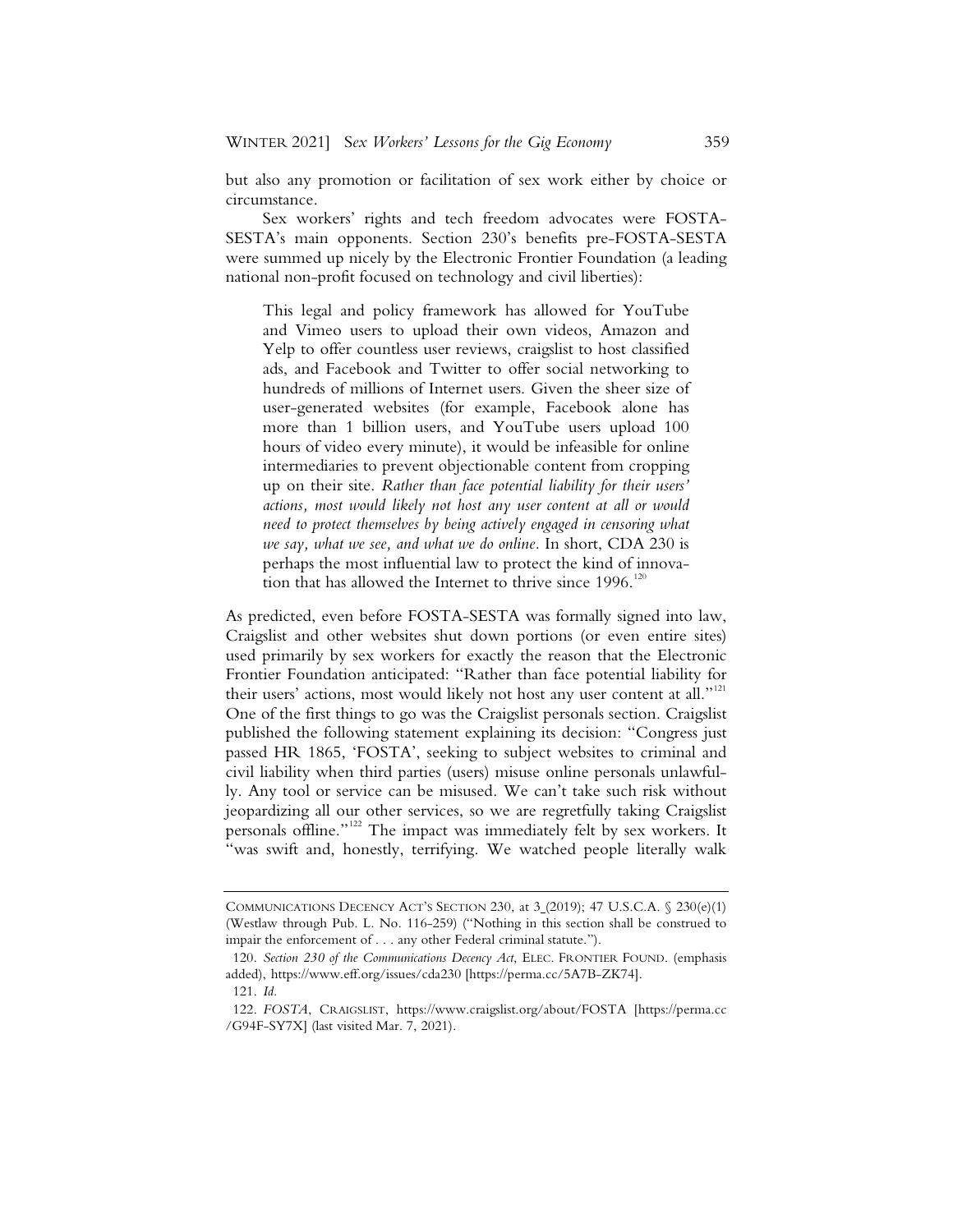but also any promotion or facilitation of sex work either by choice or circumstance.

Sex workers' rights and tech freedom advocates were FOSTA-SESTA's main opponents. Section 230's benefits pre-FOSTA-SESTA were summed up nicely by the Electronic Frontier Foundation (a leading national non-profit focused on technology and civil liberties):

> This legal and policy framework has allowed for YouTube and Vimeo users to upload their own videos, Amazon and Yelp to offer countless user reviews, craigslist to host classified ads, and Facebook and Twitter to offer social networking to hundreds of millions of Internet users. Given the sheer size of user-generated websites (for example, Facebook alone has more than 1 billion users, and YouTube users upload 100 hours of video every minute), it would be infeasible for online intermediaries to prevent objectionable content from cropping up on their site. *Rather than face potential liability for their users' actions, most would likely not host any user content at all or would need to protect themselves by being actively engaged in censoring what we say, what we see, and what we do online.* In short, CDA 230 is perhaps the most influential law to protect the kind of innovation that has allowed the Internet to thrive since 1996.[120]

As predicted, even before FOSTA-SESTA was formally signed into law, Craigslist and other websites shut down portions (or even entire sites) used primarily by sex workers for exactly the reason that the Electronic Frontier Foundation anticipated: "Rather than face potential liability for their users' actions, most would likely not host any user content at all."[121] One of the first things to go was the Craigslist personals section. Craigslist published the following statement explaining its decision: "Congress just passed HR 1865, 'FOSTA', seeking to subject websites to criminal and civil liability when third parties (users) misuse online personals unlawfully. Any tool or service can be misused. We can't take such risk without jeopardizing all our other services, so we are regretfully taking Craigslist personals offline."[122] The impact was immediately felt by sex workers. It "was swift and, honestly, terrifying. We watched people literally walk

---

COMMUNICATIONS DECENCY ACT'S SECTION 230, at 3 (2019); 47 U.S.C.A. § 230(e)(1) (Westlaw through Pub. L. No. 116-259) ("Nothing in this section shall be construed to impair the enforcement of . . . any other Federal criminal statute.").

120. *Section 230 of the Communications Decency Act*, ELEC. FRONTIER FOUND. (emphasis added), https://www.eff.org/issues/cda230 [https://perma.cc/5A7B-ZK74].

121. *Id.*

122. *FOSTA*, CRAIGSLIST, https://www.craigslist.org/about/FOSTA [https://perma.cc/G94F-SY7X] (last visited Mar. 7, 2021).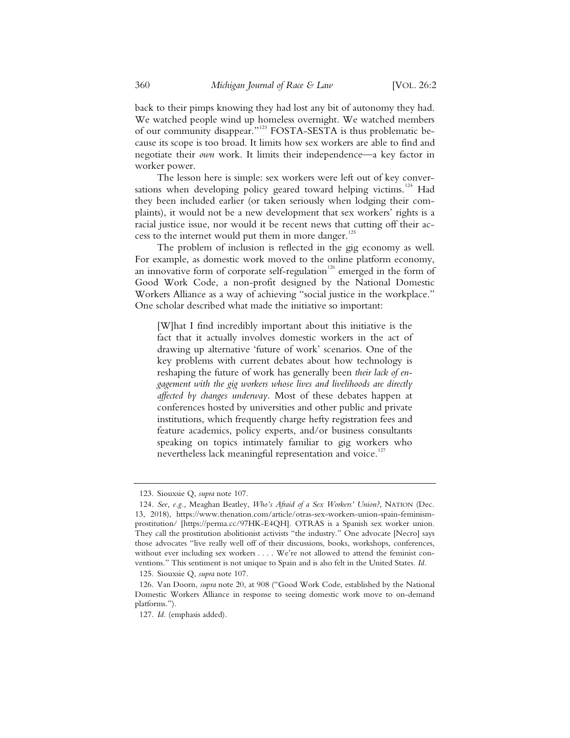back to their pimps knowing they had lost any bit of autonomy they had. We watched people wind up homeless overnight. We watched members of our community disappear."[123] FOSTA-SESTA is thus problematic because its scope is too broad. It limits how sex workers are able to find and negotiate their *own* work. It limits their independence—a key factor in worker power.

The lesson here is simple: sex workers were left out of key conversations when developing policy geared toward helping victims.[124] Had they been included earlier (or taken seriously when lodging their complaints), it would not be a new development that sex workers' rights is a racial justice issue, nor would it be recent news that cutting off their access to the internet would put them in more danger.[125]

The problem of inclusion is reflected in the gig economy as well. For example, as domestic work moved to the online platform economy, an innovative form of corporate self-regulation[126] emerged in the form of Good Work Code, a non-profit designed by the National Domestic Workers Alliance as a way of achieving "social justice in the workplace." One scholar described what made the initiative so important:

> [W]hat I find incredibly important about this initiative is the fact that it actually involves domestic workers in the act of drawing up alternative 'future of work' scenarios. One of the key problems with current debates about how technology is reshaping the future of work has generally been *their lack of engagement with the gig workers whose lives and livelihoods are directly affected by changes underway*. Most of these debates happen at conferences hosted by universities and other public and private institutions, which frequently charge hefty registration fees and feature academics, policy experts, and/or business consultants speaking on topics intimately familiar to gig workers who nevertheless lack meaningful representation and voice.[127]

---

123. Siouxsie Q, *supra* note 107.

124. *See, e.g.*, Meaghan Beatley, *Who's Afraid of a Sex Workers' Union?*, NATION (Dec. 13, 2018), https://www.thenation.com/article/otras-sex-workers-union-spain-feminism-prostitution/ [https://perma.cc/97HK-E4QH]. OTRAS is a Spanish sex worker union. They call the prostitution abolitionist activists "the industry." One advocate [Necro] says those advocates "live really well off of their discussions, books, workshops, conferences, without ever including sex workers . . . . We're not allowed to attend the feminist conventions." This sentiment is not unique to Spain and is also felt in the United States. *Id.*

125. Siouxsie Q, *supra* note 107.

126. Van Doorn, *supra* note 20, at 908 ("Good Work Code, established by the National Domestic Workers Alliance in response to seeing domestic work move to on-demand platforms.").

127. *Id.* (emphasis added).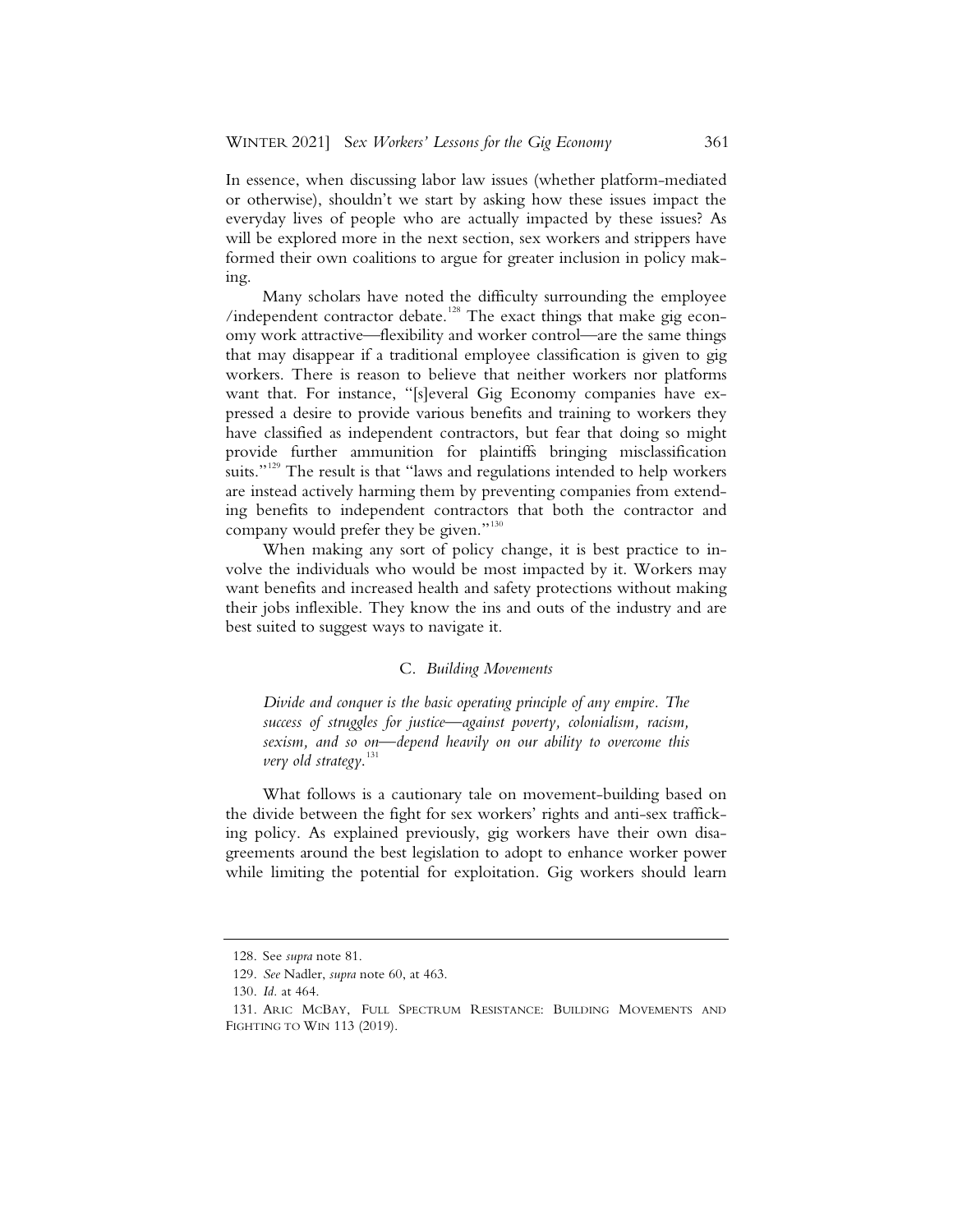In essence, when discussing labor law issues (whether platform-mediated or otherwise), shouldn't we start by asking how these issues impact the everyday lives of people who are actually impacted by these issues? As will be explored more in the next section, sex workers and strippers have formed their own coalitions to argue for greater inclusion in policy making.

Many scholars have noted the difficulty surrounding the employee /independent contractor debate.[128] The exact things that make gig economy work attractive—flexibility and worker control—are the same things that may disappear if a traditional employee classification is given to gig workers. There is reason to believe that neither workers nor platforms want that. For instance, "[s]everal Gig Economy companies have expressed a desire to provide various benefits and training to workers they have classified as independent contractors, but fear that doing so might provide further ammunition for plaintiffs bringing misclassification suits."[129] The result is that "laws and regulations intended to help workers are instead actively harming them by preventing companies from extending benefits to independent contractors that both the contractor and company would prefer they be given."[130]

When making any sort of policy change, it is best practice to involve the individuals who would be most impacted by it. Workers may want benefits and increased health and safety protections without making their jobs inflexible. They know the ins and outs of the industry and are best suited to suggest ways to navigate it.

### C. *Building Movements*

> *Divide and conquer is the basic operating principle of any empire. The success of struggles for justice—against poverty, colonialism, racism, sexism, and so on—depend heavily on our ability to overcome this very old strategy.*[131]

What follows is a cautionary tale on movement-building based on the divide between the fight for sex workers' rights and anti-sex trafficking policy. As explained previously, gig workers have their own disagreements around the best legislation to adopt to enhance worker power while limiting the potential for exploitation. Gig workers should learn

---

128. See *supra* note 81.

129. *See* Nadler, *supra* note 60, at 463.

130. *Id.* at 464.

131. ARIC MCBAY, FULL SPECTRUM RESISTANCE: BUILDING MOVEMENTS AND FIGHTING TO WIN 113 (2019).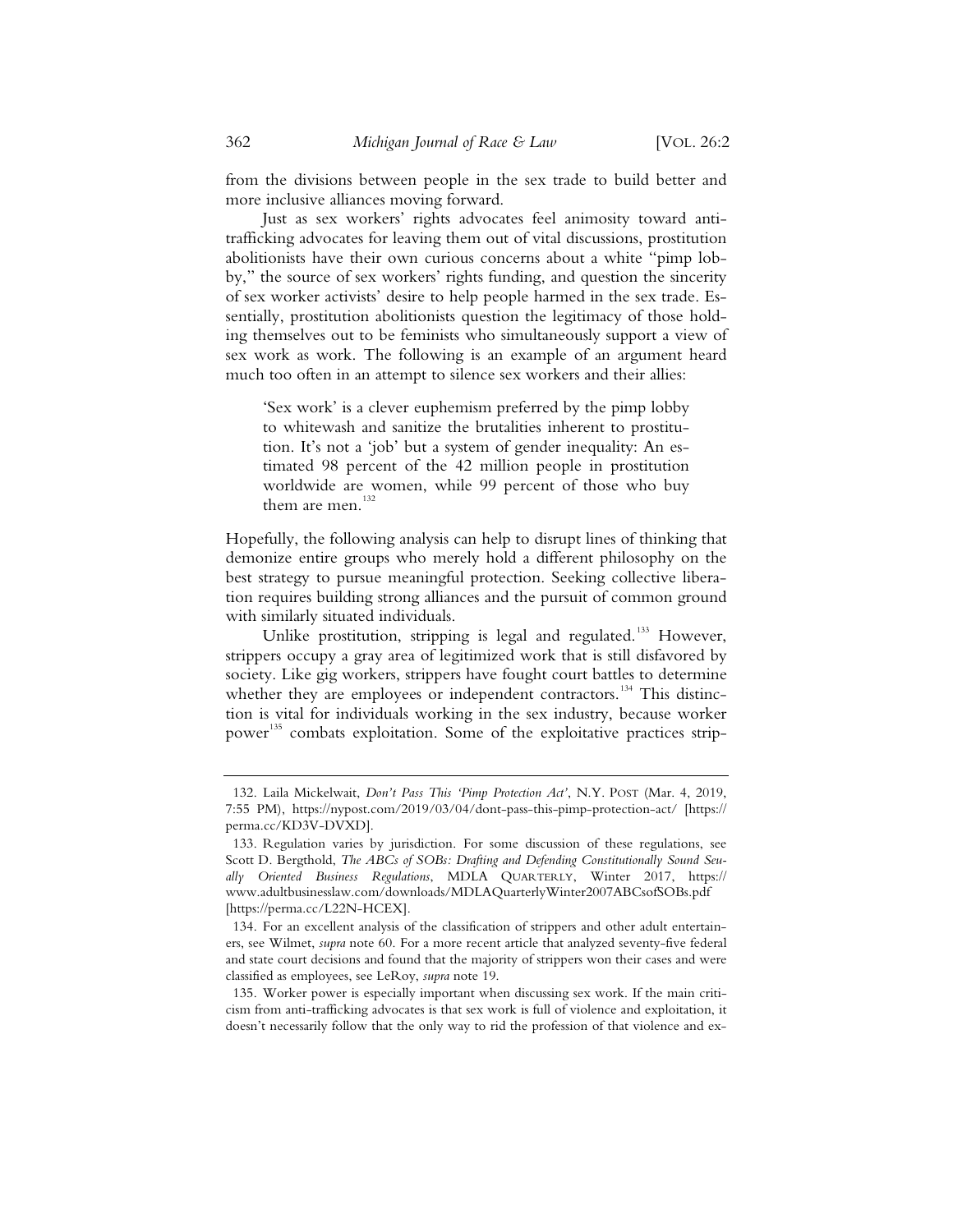from the divisions between people in the sex trade to build better and more inclusive alliances moving forward.

Just as sex workers' rights advocates feel animosity toward anti-trafficking advocates for leaving them out of vital discussions, prostitution abolitionists have their own curious concerns about a white "pimp lobby," the source of sex workers' rights funding, and question the sincerity of sex worker activists' desire to help people harmed in the sex trade. Essentially, prostitution abolitionists question the legitimacy of those holding themselves out to be feminists who simultaneously support a view of sex work as work. The following is an example of an argument heard much too often in an attempt to silence sex workers and their allies:

> 'Sex work' is a clever euphemism preferred by the pimp lobby to whitewash and sanitize the brutalities inherent to prostitution. It's not a 'job' but a system of gender inequality: An estimated 98 percent of the 42 million people in prostitution worldwide are women, while 99 percent of those who buy them are men.[132]

Hopefully, the following analysis can help to disrupt lines of thinking that demonize entire groups who merely hold a different philosophy on the best strategy to pursue meaningful protection. Seeking collective liberation requires building strong alliances and the pursuit of common ground with similarly situated individuals.

Unlike prostitution, stripping is legal and regulated.[133] However, strippers occupy a gray area of legitimized work that is still disfavored by society. Like gig workers, strippers have fought court battles to determine whether they are employees or independent contractors.[134] This distinction is vital for individuals working in the sex industry, because worker power[135] combats exploitation. Some of the exploitative practices strip-

---

132. Laila Mickelwait, *Don't Pass This 'Pimp Protection Act'*, N.Y. POST (Mar. 4, 2019, 7:55 PM), https://nypost.com/2019/03/04/dont-pass-this-pimp-protection-act/ [https://perma.cc/KD3V-DVXD].

133. Regulation varies by jurisdiction. For some discussion of these regulations, see Scott D. Bergthold, *The ABCs of SOBs: Drafting and Defending Constitutionally Sound Seually Oriented Business Regulations*, MDLA QUARTERLY, Winter 2017, https://www.adultbusinesslaw.com/downloads/MDLAQuarterlyWinter2007ABCsofSOBs.pdf [https://perma.cc/L22N-HCEX].

134. For an excellent analysis of the classification of strippers and other adult entertainers, see Wilmet, *supra* note 60. For a more recent article that analyzed seventy-five federal and state court decisions and found that the majority of strippers won their cases and were classified as employees, see LeRoy, *supra* note 19.

135. Worker power is especially important when discussing sex work. If the main criticism from anti-trafficking advocates is that sex work is full of violence and exploitation, it doesn't necessarily follow that the only way to rid the profession of that violence and ex-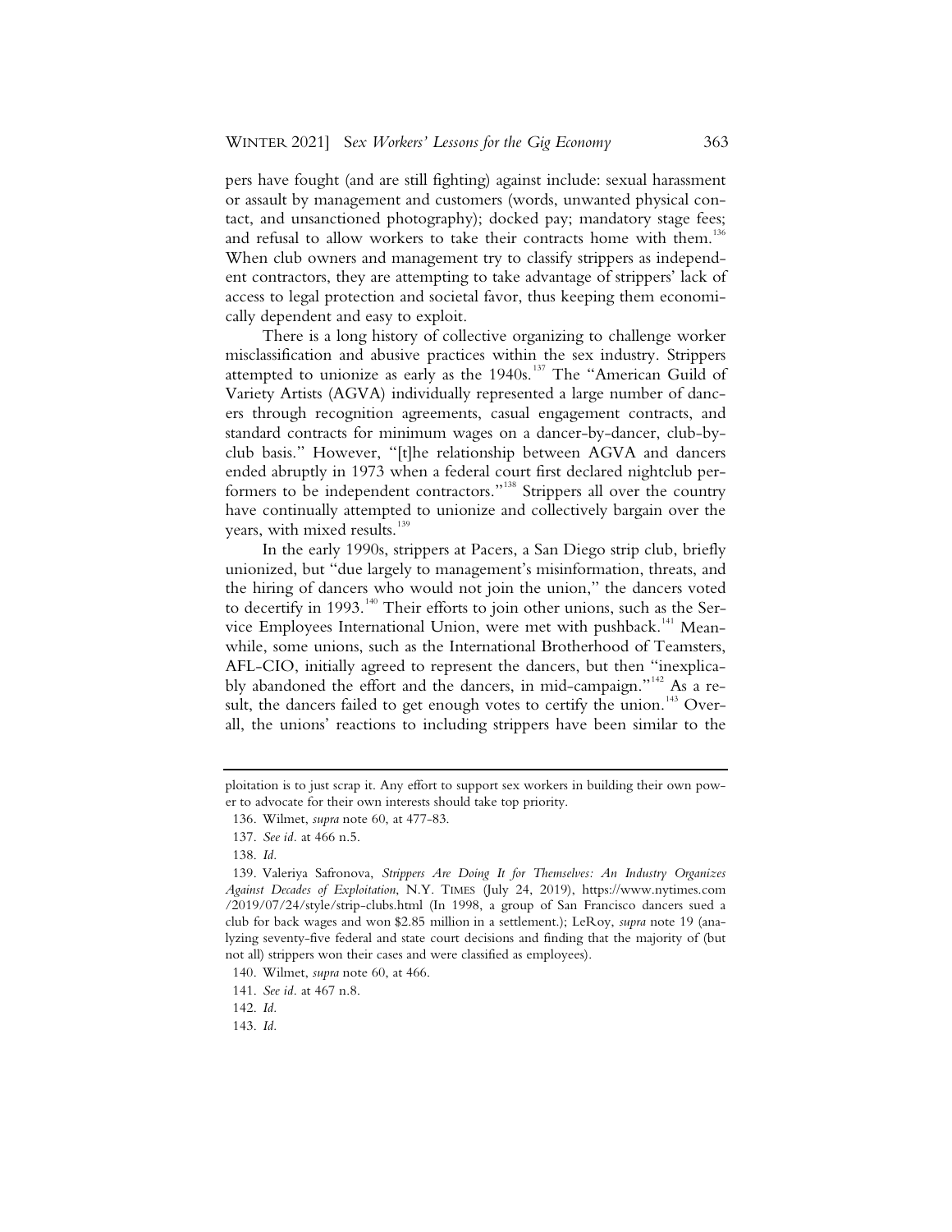pers have fought (and are still fighting) against include: sexual harassment or assault by management and customers (words, unwanted physical contact, and unsanctioned photography); docked pay; mandatory stage fees; and refusal to allow workers to take their contracts home with them.[136] When club owners and management try to classify strippers as independent contractors, they are attempting to take advantage of strippers' lack of access to legal protection and societal favor, thus keeping them economically dependent and easy to exploit.

There is a long history of collective organizing to challenge worker misclassification and abusive practices within the sex industry. Strippers attempted to unionize as early as the 1940s.[137] The "American Guild of Variety Artists (AGVA) individually represented a large number of dancers through recognition agreements, casual engagement contracts, and standard contracts for minimum wages on a dancer-by-dancer, club-by-club basis." However, "[t]he relationship between AGVA and dancers ended abruptly in 1973 when a federal court first declared nightclub performers to be independent contractors."[138] Strippers all over the country have continually attempted to unionize and collectively bargain over the years, with mixed results.[139]

In the early 1990s, strippers at Pacers, a San Diego strip club, briefly unionized, but "due largely to management's misinformation, threats, and the hiring of dancers who would not join the union," the dancers voted to decertify in 1993.[140] Their efforts to join other unions, such as the Service Employees International Union, were met with pushback.[141] Meanwhile, some unions, such as the International Brotherhood of Teamsters, AFL-CIO, initially agreed to represent the dancers, but then "inexplicably abandoned the effort and the dancers, in mid-campaign."[142] As a result, the dancers failed to get enough votes to certify the union.[143] Overall, the unions' reactions to including strippers have been similar to the

---

ploitation is to just scrap it. Any effort to support sex workers in building their own power to advocate for their own interests should take top priority.

136. Wilmet, *supra* note 60, at 477-83.

137. *See id.* at 466 n.5.

138. *Id.*

139. Valeriya Safronova, *Strippers Are Doing It for Themselves: An Industry Organizes Against Decades of Exploitation*, N.Y. TIMES (July 24, 2019), https://www.nytimes.com/2019/07/24/style/strip-clubs.html (In 1998, a group of San Francisco dancers sued a club for back wages and won $2.85 million in a settlement.); LeRoy, *supra* note 19 (analyzing seventy-five federal and state court decisions and finding that the majority of (but not all) strippers won their cases and were classified as employees).

140. Wilmet, *supra* note 60, at 466.

141. *See id.* at 467 n.8.

142. *Id.*

143. *Id.*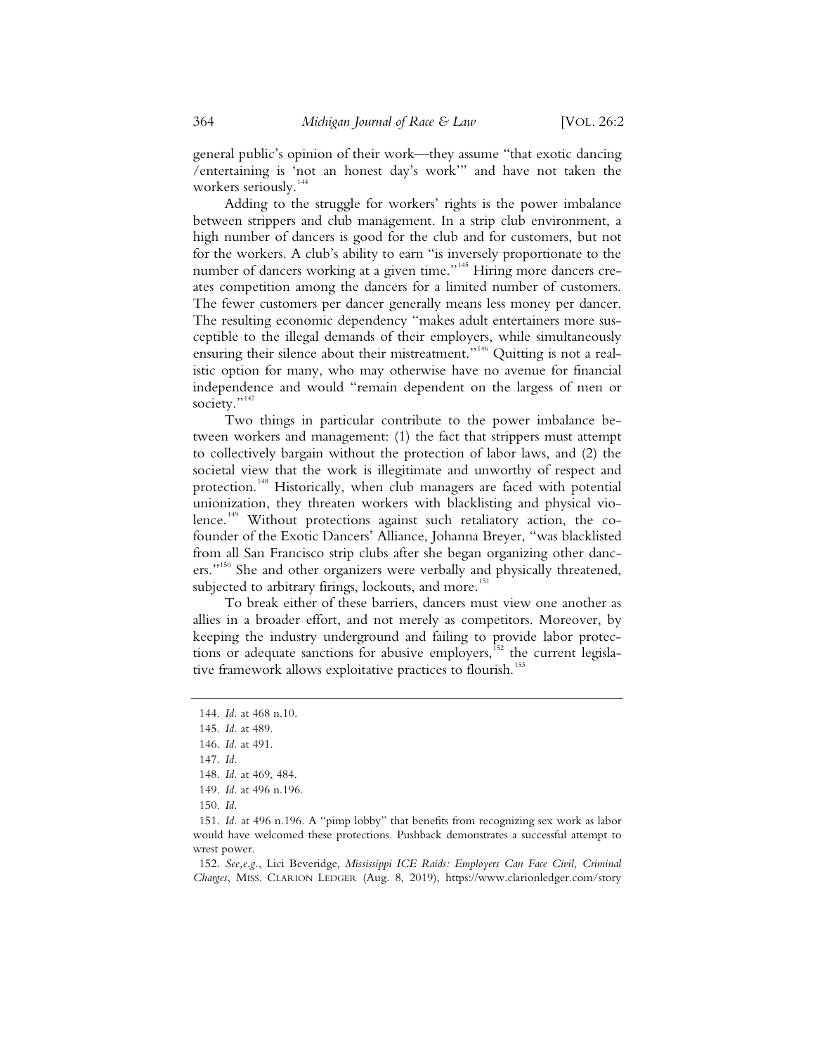general public's opinion of their work—they assume "that exotic dancing /entertaining is 'not an honest day's work'" and have not taken the workers seriously.[144]

Adding to the struggle for workers' rights is the power imbalance between strippers and club management. In a strip club environment, a high number of dancers is good for the club and for customers, but not for the workers. A club's ability to earn "is inversely proportionate to the number of dancers working at a given time."[145] Hiring more dancers creates competition among the dancers for a limited number of customers. The fewer customers per dancer generally means less money per dancer. The resulting economic dependency "makes adult entertainers more susceptible to the illegal demands of their employers, while simultaneously ensuring their silence about their mistreatment."[146] Quitting is not a realistic option for many, who may otherwise have no avenue for financial independence and would "remain dependent on the largess of men or society."[147]

Two things in particular contribute to the power imbalance between workers and management: (1) the fact that strippers must attempt to collectively bargain without the protection of labor laws, and (2) the societal view that the work is illegitimate and unworthy of respect and protection.[148] Historically, when club managers are faced with potential unionization, they threaten workers with blacklisting and physical violence.[149] Without protections against such retaliatory action, the co-founder of the Exotic Dancers' Alliance, Johanna Breyer, "was blacklisted from all San Francisco strip clubs after she began organizing other dancers."[150] She and other organizers were verbally and physically threatened, subjected to arbitrary firings, lockouts, and more.[151]

To break either of these barriers, dancers must view one another as allies in a broader effort, and not merely as competitors. Moreover, by keeping the industry underground and failing to provide labor protections or adequate sanctions for abusive employers,[152] the current legislative framework allows exploitative practices to flourish.[153]

---

144. *Id.* at 468 n.10.

145. *Id.* at 489.

146. *Id.* at 491.

147. *Id.*

148. *Id.* at 469, 484.

149. *Id.* at 496 n.196.

150. *Id.*

151. *Id.* at 496 n.196. A "pimp lobby" that benefits from recognizing sex work as labor would have welcomed these protections. Pushback demonstrates a successful attempt to wrest power.

152. *See,e.g.*, Lici Beveridge, *Mississippi ICE Raids: Employers Can Face Civil, Criminal Charges*, MISS. CLARION LEDGER (Aug. 8, 2019), https://www.clarionledger.com/story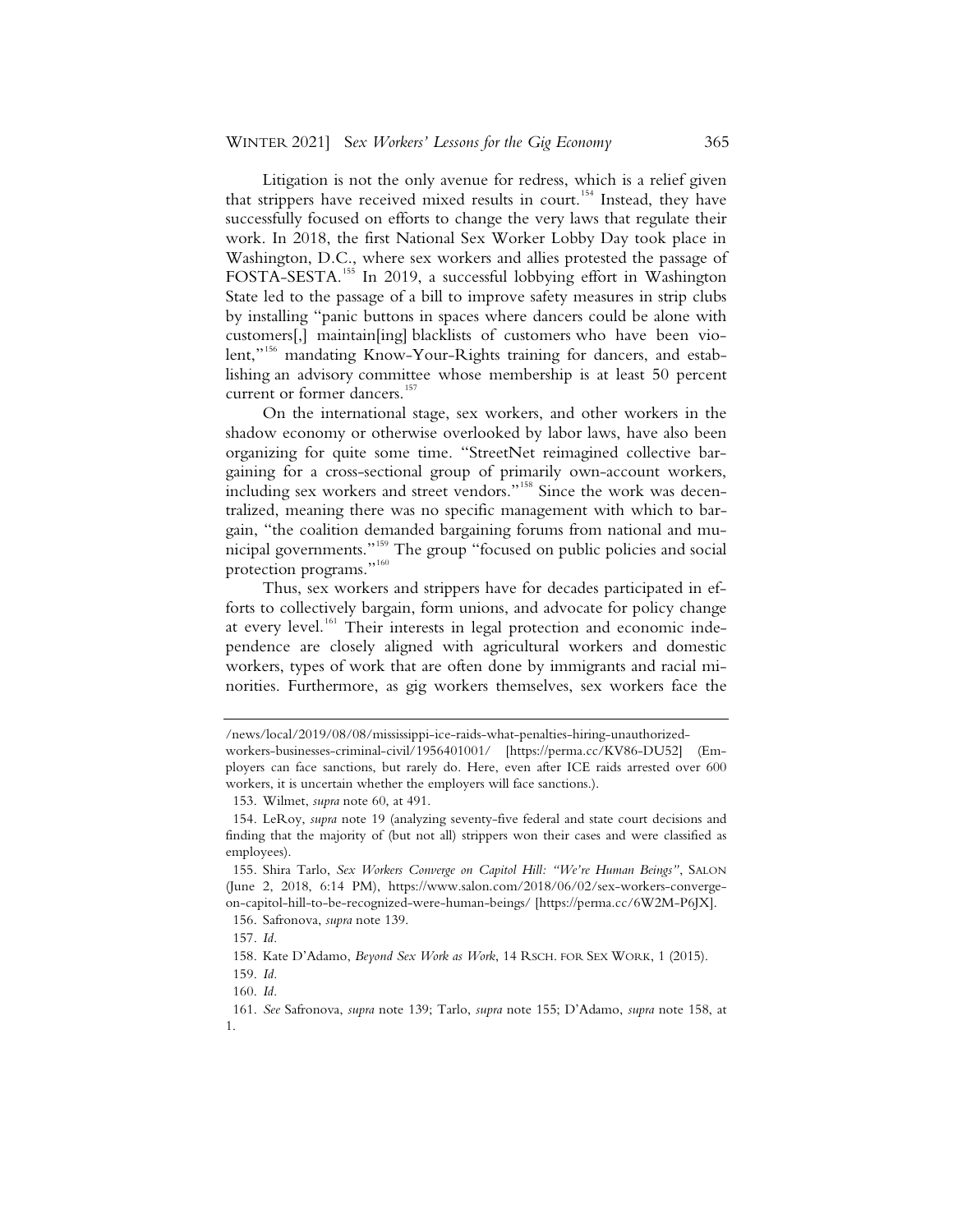Litigation is not the only avenue for redress, which is a relief given that strippers have received mixed results in court.[154] Instead, they have successfully focused on efforts to change the very laws that regulate their work. In 2018, the first National Sex Worker Lobby Day took place in Washington, D.C., where sex workers and allies protested the passage of FOSTA-SESTA.[155] In 2019, a successful lobbying effort in Washington State led to the passage of a bill to improve safety measures in strip clubs by installing "panic buttons in spaces where dancers could be alone with customers[,] maintain[ing] blacklists of customers who have been violent,"[156] mandating Know-Your-Rights training for dancers, and establishing an advisory committee whose membership is at least 50 percent current or former dancers.[157]

On the international stage, sex workers, and other workers in the shadow economy or otherwise overlooked by labor laws, have also been organizing for quite some time. "StreetNet reimagined collective bargaining for a cross-sectional group of primarily own-account workers, including sex workers and street vendors."[158] Since the work was decentralized, meaning there was no specific management with which to bargain, "the coalition demanded bargaining forums from national and municipal governments."[159] The group "focused on public policies and social protection programs."[160]

Thus, sex workers and strippers have for decades participated in efforts to collectively bargain, form unions, and advocate for policy change at every level.[161] Their interests in legal protection and economic independence are closely aligned with agricultural workers and domestic workers, types of work that are often done by immigrants and racial minorities. Furthermore, as gig workers themselves, sex workers face the

---

/news/local/2019/08/08/mississippi-ice-raids-what-penalties-hiring-unauthorized-workers-businesses-criminal-civil/1956401001/ [https://perma.cc/KV86-DU52] (Employers can face sanctions, but rarely do. Here, even after ICE raids arrested over 600 workers, it is uncertain whether the employers will face sanctions.).

153. Wilmet, *supra* note 60, at 491.

154. LeRoy, *supra* note 19 (analyzing seventy-five federal and state court decisions and finding that the majority of (but not all) strippers won their cases and were classified as employees).

155. Shira Tarlo, *Sex Workers Converge on Capitol Hill: "We're Human Beings"*, SALON (June 2, 2018, 6:14 PM), https://www.salon.com/2018/06/02/sex-workers-converge-on-capitol-hill-to-be-recognized-were-human-beings/ [https://perma.cc/6W2M-P6JX].

156. Safronova, *supra* note 139.

157. *Id.*

158. Kate D'Adamo, *Beyond Sex Work as Work*, 14 RSCH. FOR SEX WORK, 1 (2015).

159. *Id.*

160. *Id.*

161. *See* Safronova, *supra* note 139; Tarlo, *supra* note 155; D'Adamo, *supra* note 158, at 1.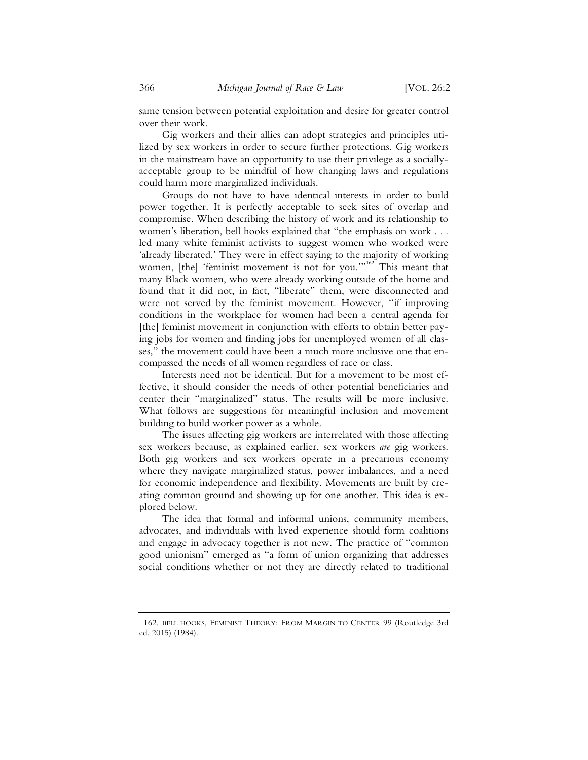same tension between potential exploitation and desire for greater control over their work.

Gig workers and their allies can adopt strategies and principles utilized by sex workers in order to secure further protections. Gig workers in the mainstream have an opportunity to use their privilege as a socially-acceptable group to be mindful of how changing laws and regulations could harm more marginalized individuals.

Groups do not have to have identical interests in order to build power together. It is perfectly acceptable to seek sites of overlap and compromise. When describing the history of work and its relationship to women's liberation, bell hooks explained that "the emphasis on work . . . led many white feminist activists to suggest women who worked were 'already liberated.' They were in effect saying to the majority of working women, [the] 'feminist movement is not for you.'"[162] This meant that many Black women, who were already working outside of the home and found that it did not, in fact, "liberate" them, were disconnected and were not served by the feminist movement. However, "if improving conditions in the workplace for women had been a central agenda for [the] feminist movement in conjunction with efforts to obtain better paying jobs for women and finding jobs for unemployed women of all classes," the movement could have been a much more inclusive one that encompassed the needs of all women regardless of race or class.

Interests need not be identical. But for a movement to be most effective, it should consider the needs of other potential beneficiaries and center their "marginalized" status. The results will be more inclusive. What follows are suggestions for meaningful inclusion and movement building to build worker power as a whole.

The issues affecting gig workers are interrelated with those affecting sex workers because, as explained earlier, sex workers *are* gig workers. Both gig workers and sex workers operate in a precarious economy where they navigate marginalized status, power imbalances, and a need for economic independence and flexibility. Movements are built by creating common ground and showing up for one another. This idea is explored below.

The idea that formal and informal unions, community members, advocates, and individuals with lived experience should form coalitions and engage in advocacy together is not new. The practice of "common good unionism" emerged as "a form of union organizing that addresses social conditions whether or not they are directly related to traditional

162. BELL HOOKS, FEMINIST THEORY: FROM MARGIN TO CENTER 99 (Routledge 3rd ed. 2015) (1984).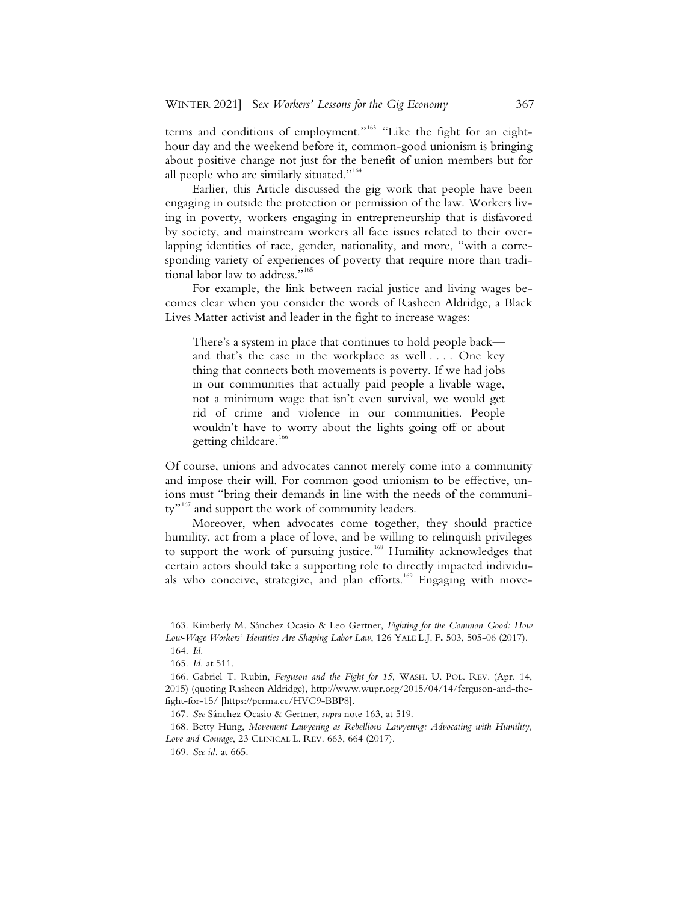terms and conditions of employment."[163] "Like the fight for an eight-hour day and the weekend before it, common-good unionism is bringing about positive change not just for the benefit of union members but for all people who are similarly situated."[164]

Earlier, this Article discussed the gig work that people have been engaging in outside the protection or permission of the law. Workers living in poverty, workers engaging in entrepreneurship that is disfavored by society, and mainstream workers all face issues related to their overlapping identities of race, gender, nationality, and more, "with a corresponding variety of experiences of poverty that require more than traditional labor law to address."[165]

For example, the link between racial justice and living wages becomes clear when you consider the words of Rasheen Aldridge, a Black Lives Matter activist and leader in the fight to increase wages:

> There's a system in place that continues to hold people back—and that's the case in the workplace as well . . . . One key thing that connects both movements is poverty. If we had jobs in our communities that actually paid people a livable wage, not a minimum wage that isn't even survival, we would get rid of crime and violence in our communities. People wouldn't have to worry about the lights going off or about getting childcare.[166]

Of course, unions and advocates cannot merely come into a community and impose their will. For common good unionism to be effective, unions must "bring their demands in line with the needs of the community"[167] and support the work of community leaders.

Moreover, when advocates come together, they should practice humility, act from a place of love, and be willing to relinquish privileges to support the work of pursuing justice.[168] Humility acknowledges that certain actors should take a supporting role to directly impacted individuals who conceive, strategize, and plan efforts.[169] Engaging with move-

---

163. Kimberly M. Sánchez Ocasio & Leo Gertner, *Fighting for the Common Good: How Low-Wage Workers' Identities Are Shaping Labor Law*, 126 YALE L.J. F. 503, 505-06 (2017).

164. *Id.*

165. *Id.* at 511.

166. Gabriel T. Rubin, *Ferguson and the Fight for 15*, WASH. U. POL. REV. (Apr. 14, 2015) (quoting Rasheen Aldridge), http://www.wupr.org/2015/04/14/ferguson-and-the-fight-for-15/ [https://perma.cc/HVC9-BBP8].

167. *See* Sánchez Ocasio & Gertner, *supra* note 163, at 519.

168. Betty Hung, *Movement Lawyering as Rebellious Lawyering: Advocating with Humility, Love and Courage*, 23 CLINICAL L. REV. 663, 664 (2017).

169. *See id.* at 665.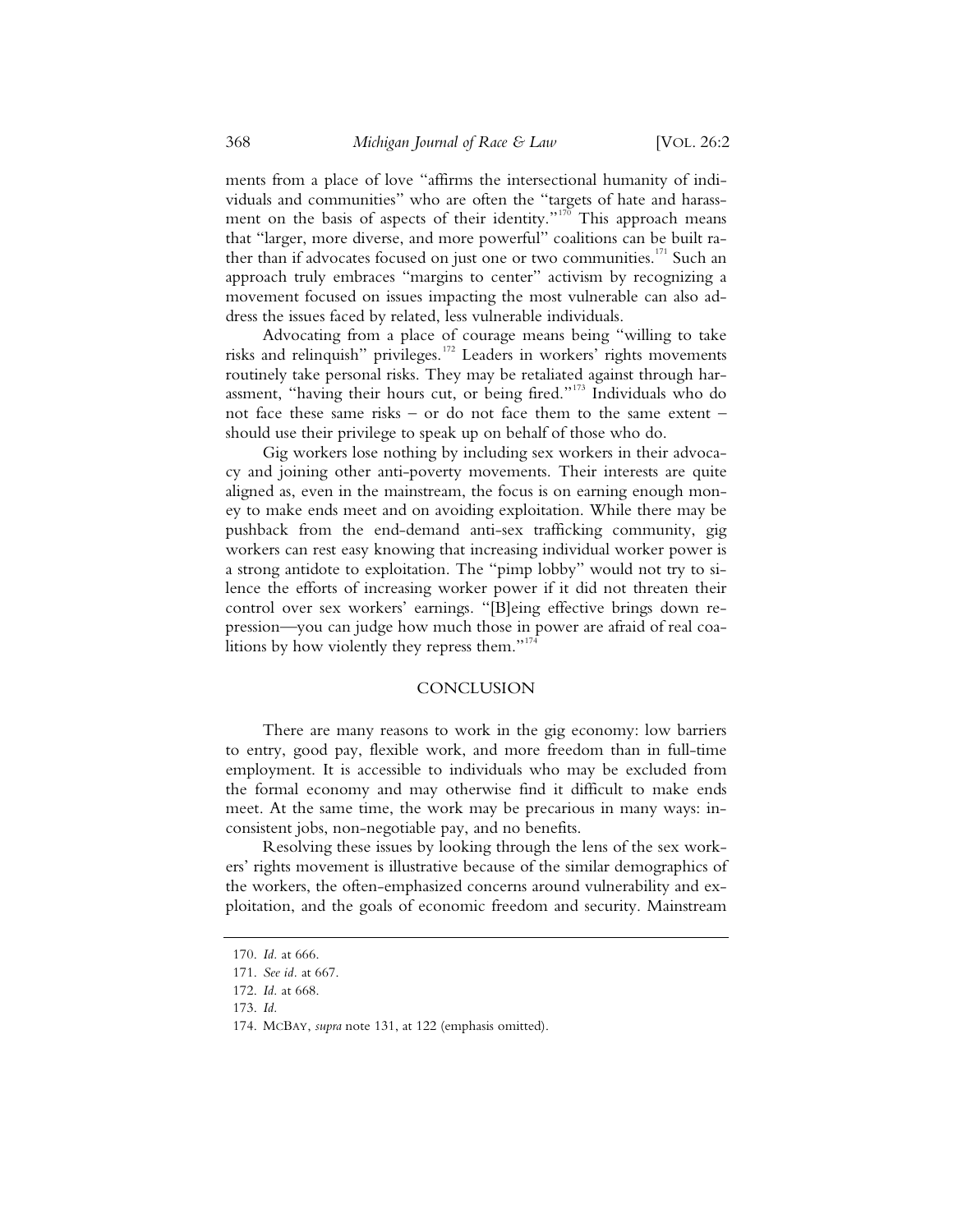ments from a place of love "affirms the intersectional humanity of individuals and communities" who are often the "targets of hate and harassment on the basis of aspects of their identity."[170] This approach means that "larger, more diverse, and more powerful" coalitions can be built rather than if advocates focused on just one or two communities.[171] Such an approach truly embraces "margins to center" activism by recognizing a movement focused on issues impacting the most vulnerable can also address the issues faced by related, less vulnerable individuals.

Advocating from a place of courage means being "willing to take risks and relinquish" privileges.[172] Leaders in workers' rights movements routinely take personal risks. They may be retaliated against through harassment, "having their hours cut, or being fired."[173] Individuals who do not face these same risks – or do not face them to the same extent – should use their privilege to speak up on behalf of those who do.

Gig workers lose nothing by including sex workers in their advocacy and joining other anti-poverty movements. Their interests are quite aligned as, even in the mainstream, the focus is on earning enough money to make ends meet and on avoiding exploitation. While there may be pushback from the end-demand anti-sex trafficking community, gig workers can rest easy knowing that increasing individual worker power is a strong antidote to exploitation. The "pimp lobby" would not try to silence the efforts of increasing worker power if it did not threaten their control over sex workers' earnings. "[B]eing effective brings down repression—you can judge how much those in power are afraid of real coalitions by how violently they repress them."[174]

## CONCLUSION

There are many reasons to work in the gig economy: low barriers to entry, good pay, flexible work, and more freedom than in full-time employment. It is accessible to individuals who may be excluded from the formal economy and may otherwise find it difficult to make ends meet. At the same time, the work may be precarious in many ways: inconsistent jobs, non-negotiable pay, and no benefits.

Resolving these issues by looking through the lens of the sex workers' rights movement is illustrative because of the similar demographics of the workers, the often-emphasized concerns around vulnerability and exploitation, and the goals of economic freedom and security. Mainstream

---

170. *Id.* at 666.

171. *See id.* at 667.

172. *Id.* at 668.

173. *Id.*

174. McBay, *supra* note 131, at 122 (emphasis omitted).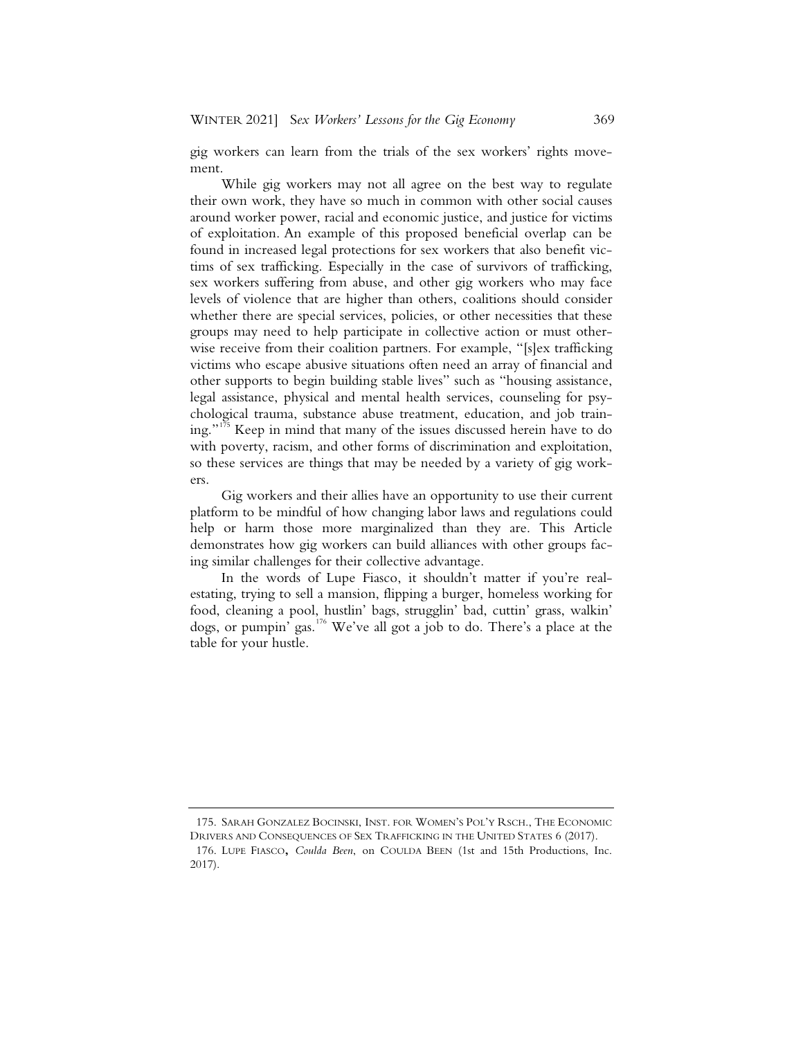gig workers can learn from the trials of the sex workers' rights movement.

While gig workers may not all agree on the best way to regulate their own work, they have so much in common with other social causes around worker power, racial and economic justice, and justice for victims of exploitation. An example of this proposed beneficial overlap can be found in increased legal protections for sex workers that also benefit victims of sex trafficking. Especially in the case of survivors of trafficking, sex workers suffering from abuse, and other gig workers who may face levels of violence that are higher than others, coalitions should consider whether there are special services, policies, or other necessities that these groups may need to help participate in collective action or must otherwise receive from their coalition partners. For example, "[s]ex trafficking victims who escape abusive situations often need an array of financial and other supports to begin building stable lives" such as "housing assistance, legal assistance, physical and mental health services, counseling for psychological trauma, substance abuse treatment, education, and job training."[175] Keep in mind that many of the issues discussed herein have to do with poverty, racism, and other forms of discrimination and exploitation, so these services are things that may be needed by a variety of gig workers.

Gig workers and their allies have an opportunity to use their current platform to be mindful of how changing labor laws and regulations could help or harm those more marginalized than they are. This Article demonstrates how gig workers can build alliances with other groups facing similar challenges for their collective advantage.

In the words of Lupe Fiasco, it shouldn't matter if you're real-estating, trying to sell a mansion, flipping a burger, homeless working for food, cleaning a pool, hustlin' bags, strugglin' bad, cuttin' grass, walkin' dogs, or pumpin' gas.[176] We've all got a job to do. There's a place at the table for your hustle.

---

175. SARAH GONZALEZ BOCINSKI, INST. FOR WOMEN'S POL'Y RSCH., THE ECONOMIC DRIVERS AND CONSEQUENCES OF SEX TRAFFICKING IN THE UNITED STATES 6 (2017).

176. LUPE FIASCO, *Coulda Been*, on COULDA BEEN (1st and 15th Productions, Inc. 2017).